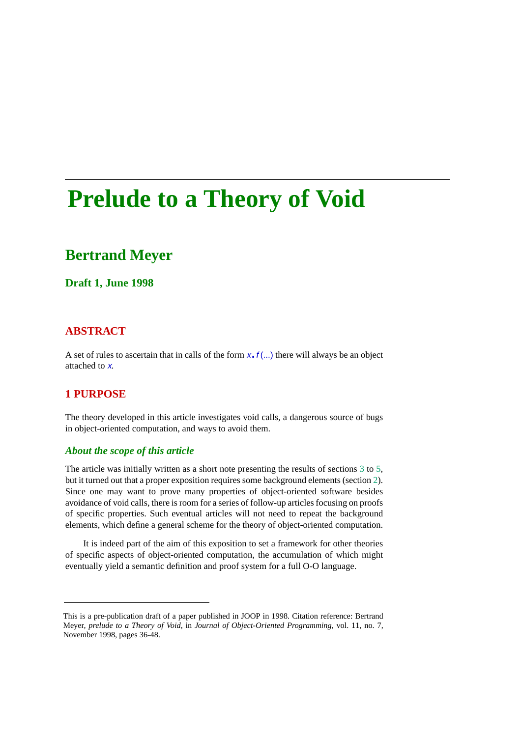# Prelude to a Theory of Void

## Bertrand Meyer

### Draft 1, June 1998

## ABSTRACT

A set of rules to ascertain that in calls of the form *x*.*f* (...) there will always be an object attached to *x*.

## 1 PURPOSE

The theory developed in this article investigates void calls, a dangerous source of bugs in object-oriented computation, and ways to avoid them.

### *About the scope of this article*

The article was initially written as a short note presenting the results of sections 3 to 5, but it turned out that a proper exposition requires some background elements (section 2). Since one may want to prove many properties of object-oriented software besides avoidance of void calls, there is room for a series of follow-up articles focusing on proofs of specific properties. Such eventual articles will not need to repeat the background elements, which define a general scheme for the theory of object-oriented computation.

It is indeed part of the aim of this exposition to set a framework for other theories of specific aspects of object-oriented computation, the accumulation of which might eventually yield a semantic definition and proof system for a full O-O language.

---

This is a pre-publication draft of a paper published in JOOP in 1998. Citation reference: Bertrand Meyer, *prelude to a Theory of Void*, in *Journal of Object-Oriented Programming*, vol. 11, no. 7, November 1998, pages 36-48.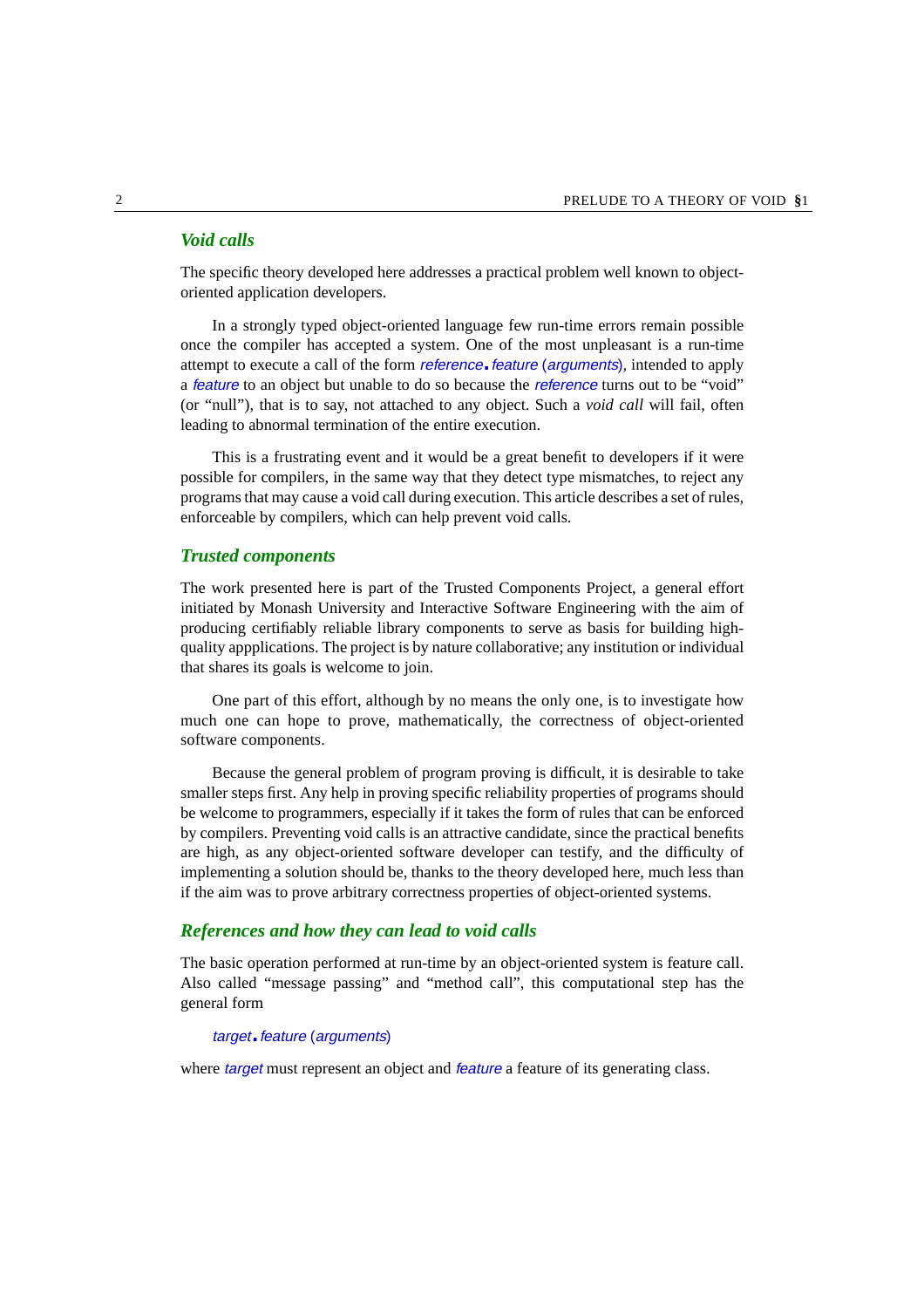### *Void calls*

The specific theory developed here addresses a practical problem well known to object-oriented application developers.

In a strongly typed object-oriented language few run-time errors remain possible once the compiler has accepted a system. One of the most unpleasant is a run-time attempt to execute a call of the form *reference*.*feature* (*arguments*), intended to apply a *feature* to an object but unable to do so because the *reference* turns out to be "void" (or "null"), that is to say, not attached to any object. Such a *void call* will fail, often leading to abnormal termination of the entire execution.

This is a frustrating event and it would be a great benefit to developers if it were possible for compilers, in the same way that they detect type mismatches, to reject any programs that may cause a void call during execution. This article describes a set of rules, enforceable by compilers, which can help prevent void calls.

### *Trusted components*

The work presented here is part of the Trusted Components Project, a general effort initiated by Monash University and Interactive Software Engineering with the aim of producing certifiably reliable library components to serve as basis for building high-quality appplications. The project is by nature collaborative; any institution or individual that shares its goals is welcome to join.

One part of this effort, although by no means the only one, is to investigate how much one can hope to prove, mathematically, the correctness of object-oriented software components.

Because the general problem of program proving is difficult, it is desirable to take smaller steps first. Any help in proving specific reliability properties of programs should be welcome to programmers, especially if it takes the form of rules that can be enforced by compilers. Preventing void calls is an attractive candidate, since the practical benefits are high, as any object-oriented software developer can testify, and the difficulty of implementing a solution should be, thanks to the theory developed here, much less than if the aim was to prove arbitrary correctness properties of object-oriented systems.

### *References and how they can lead to void calls*

The basic operation performed at run-time by an object-oriented system is feature call. Also called "message passing" and "method call", this computational step has the general form

*target*.*feature* (*arguments*)

where *target* must represent an object and *feature* a feature of its generating class.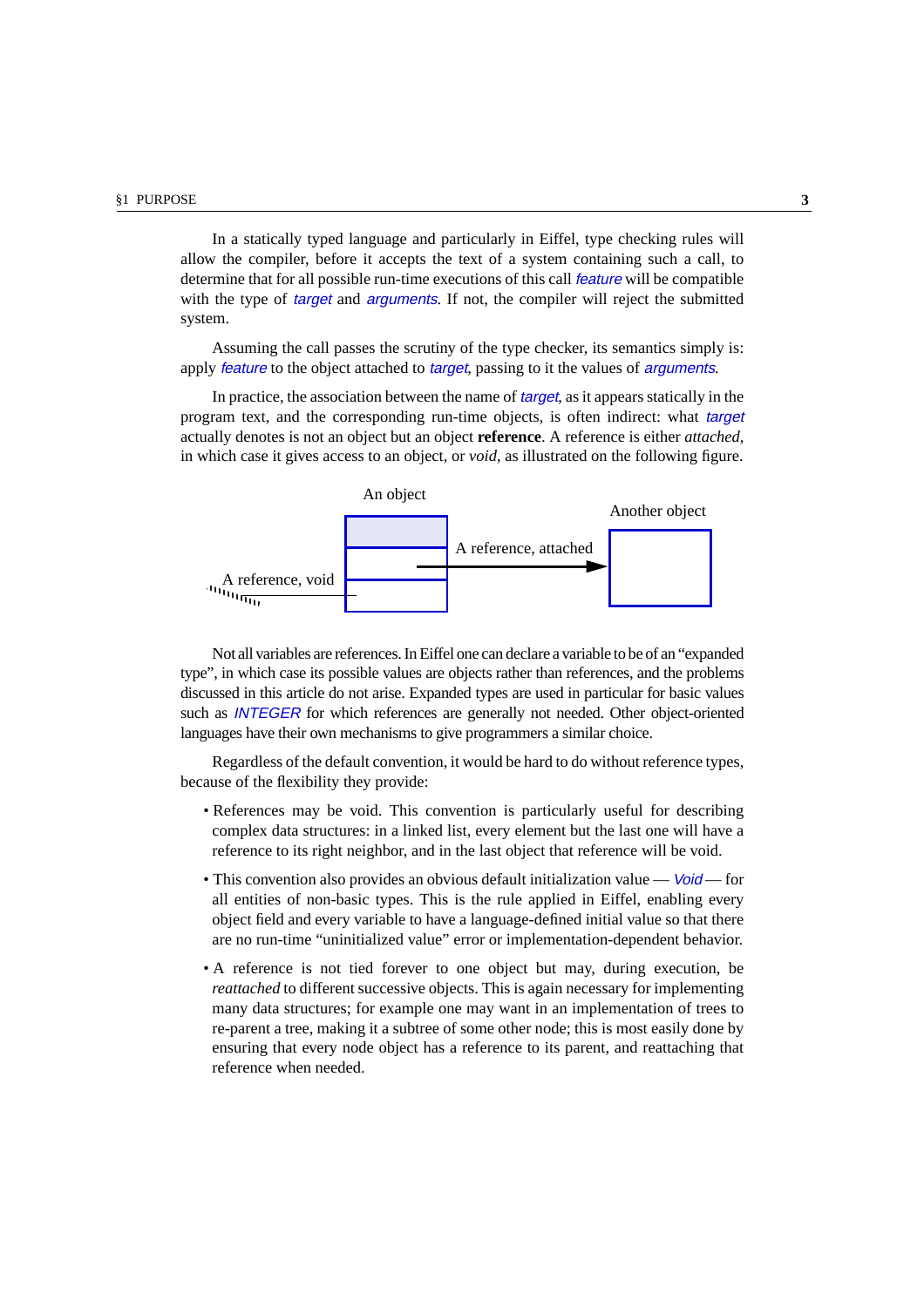In a statically typed language and particularly in Eiffel, type checking rules will allow the compiler, before it accepts the text of a system containing such a call, to determine that for all possible run-time executions of this call *feature* will be compatible with the type of *target* and *arguments*. If not, the compiler will reject the submitted system.

Assuming the call passes the scrutiny of the type checker, its semantics simply is: apply *feature* to the object attached to *target*, passing to it the values of *arguments*.

In practice, the association between the name of *target*, as it appears statically in the program text, and the corresponding run-time objects, is often indirect: what *target* actually denotes is not an object but an object **reference**. A reference is either *attached*, in which case it gives access to an object, or *void*, as illustrated on the following figure.

An object

Another object

A reference, attached

A reference, void

Not all variables are references. In Eiffel one can declare a variable to be of an "expanded type", in which case its possible values are objects rather than references, and the problems discussed in this article do not arise. Expanded types are used in particular for basic values such as *INTEGER* for which references are generally not needed. Other object-oriented languages have their own mechanisms to give programmers a similar choice.

Regardless of the default convention, it would be hard to do without reference types, because of the flexibility they provide:

- References may be void. This convention is particularly useful for describing complex data structures: in a linked list, every element but the last one will have a reference to its right neighbor, and in the last object that reference will be void.
- This convention also provides an obvious default initialization value — *Void* — for all entities of non-basic types. This is the rule applied in Eiffel, enabling every object field and every variable to have a language-defined initial value so that there are no run-time "uninitialized value" error or implementation-dependent behavior.
- A reference is not tied forever to one object but may, during execution, be *reattached* to different successive objects. This is again necessary for implementing many data structures; for example one may want in an implementation of trees to re-parent a tree, making it a subtree of some other node; this is most easily done by ensuring that every node object has a reference to its parent, and reattaching that reference when needed.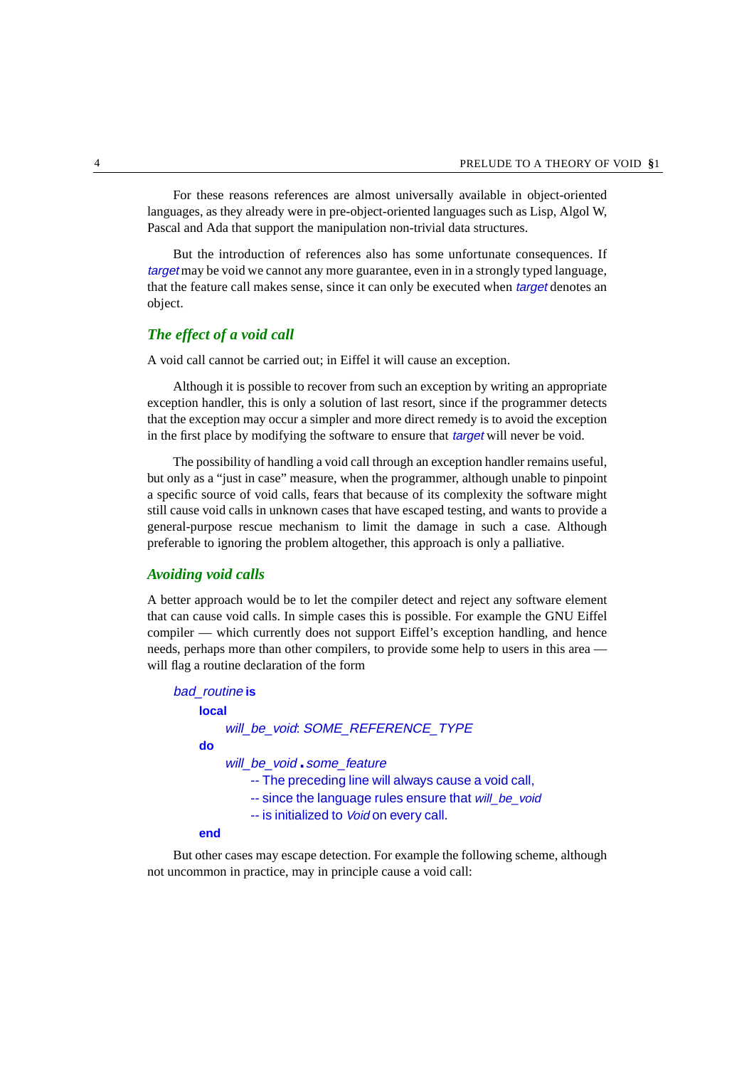For these reasons references are almost universally available in object-oriented languages, as they already were in pre-object-oriented languages such as Lisp, Algol W, Pascal and Ada that support the manipulation non-trivial data structures.

But the introduction of references also has some unfortunate consequences. If *target* may be void we cannot any more guarantee, even in in a strongly typed language, that the feature call makes sense, since it can only be executed when *target* denotes an object.

### *The effect of a void call*

A void call cannot be carried out; in Eiffel it will cause an exception.

Although it is possible to recover from such an exception by writing an appropriate exception handler, this is only a solution of last resort, since if the programmer detects that the exception may occur a simpler and more direct remedy is to avoid the exception in the first place by modifying the software to ensure that *target* will never be void.

The possibility of handling a void call through an exception handler remains useful, but only as a "just in case" measure, when the programmer, although unable to pinpoint a specific source of void calls, fears that because of its complexity the software might still cause void calls in unknown cases that have escaped testing, and wants to provide a general-purpose rescue mechanism to limit the damage in such a case. Although preferable to ignoring the problem altogether, this approach is only a palliative.

### *Avoiding void calls*

A better approach would be to let the compiler detect and reject any software element that can cause void calls. In simple cases this is possible. For example the GNU Eiffel compiler — which currently does not support Eiffel's exception handling, and hence needs, perhaps more than other compilers, to provide some help to users in this area — will flag a routine declaration of the form

```
bad_routine is
    local
        will_be_void: SOME_REFERENCE_TYPE
    do
        will_be_void.some_feature
            -- The preceding line will always cause a void call,
            -- since the language rules ensure that will_be_void
            -- is initialized to Void on every call.
    end
```

But other cases may escape detection. For example the following scheme, although not uncommon in practice, may in principle cause a void call: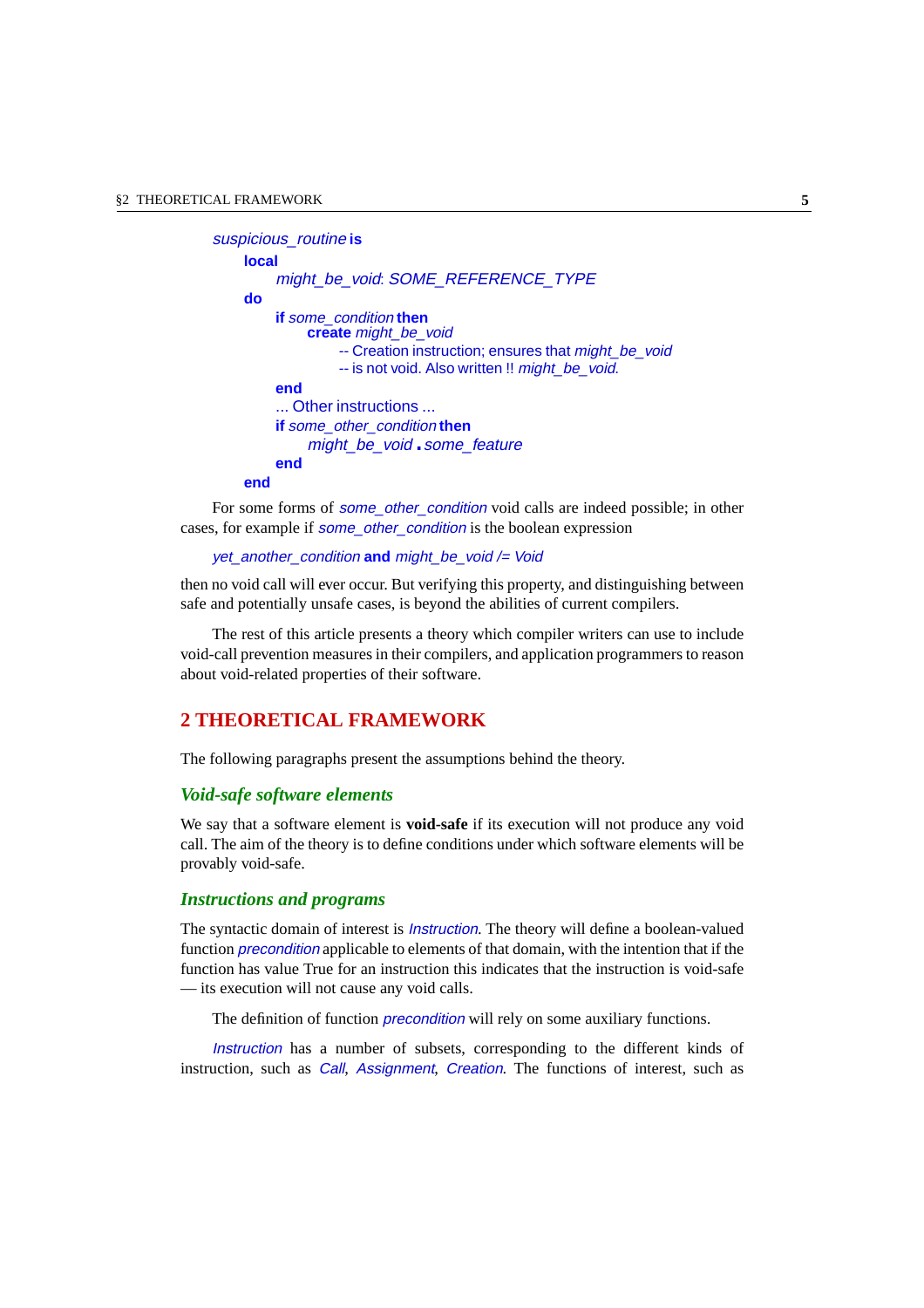```
suspicious_routine is
    local
        might_be_void: SOME_REFERENCE_TYPE
    do
        if some_condition then
            create might_be_void
                -- Creation instruction; ensures that might_be_void
                -- is not void. Also written !! might_be_void.
        end
        ... Other instructions ...
        if some_other_condition then
            might_be_void . some_feature
        end
    end
```

For some forms of *some_other_condition* void calls are indeed possible; in other cases, for example if *some_other_condition* is the boolean expression

*yet_another_condition* **and** *might_be_void /= Void*

then no void call will ever occur. But verifying this property, and distinguishing between safe and potentially unsafe cases, is beyond the abilities of current compilers.

The rest of this article presents a theory which compiler writers can use to include void-call prevention measures in their compilers, and application programmers to reason about void-related properties of their software.

## 2 THEORETICAL FRAMEWORK

The following paragraphs present the assumptions behind the theory.

### Void-safe software elements

We say that a software element is **void-safe** if its execution will not produce any void call. The aim of the theory is to define conditions under which software elements will be provably void-safe.

### Instructions and programs

The syntactic domain of interest is *Instruction*. The theory will define a boolean-valued function *precondition* applicable to elements of that domain, with the intention that if the function has value True for an instruction this indicates that the instruction is void-safe — its execution will not cause any void calls.

The definition of function *precondition* will rely on some auxiliary functions.

*Instruction* has a number of subsets, corresponding to the different kinds of instruction, such as *Call*, *Assignment*, *Creation*. The functions of interest, such as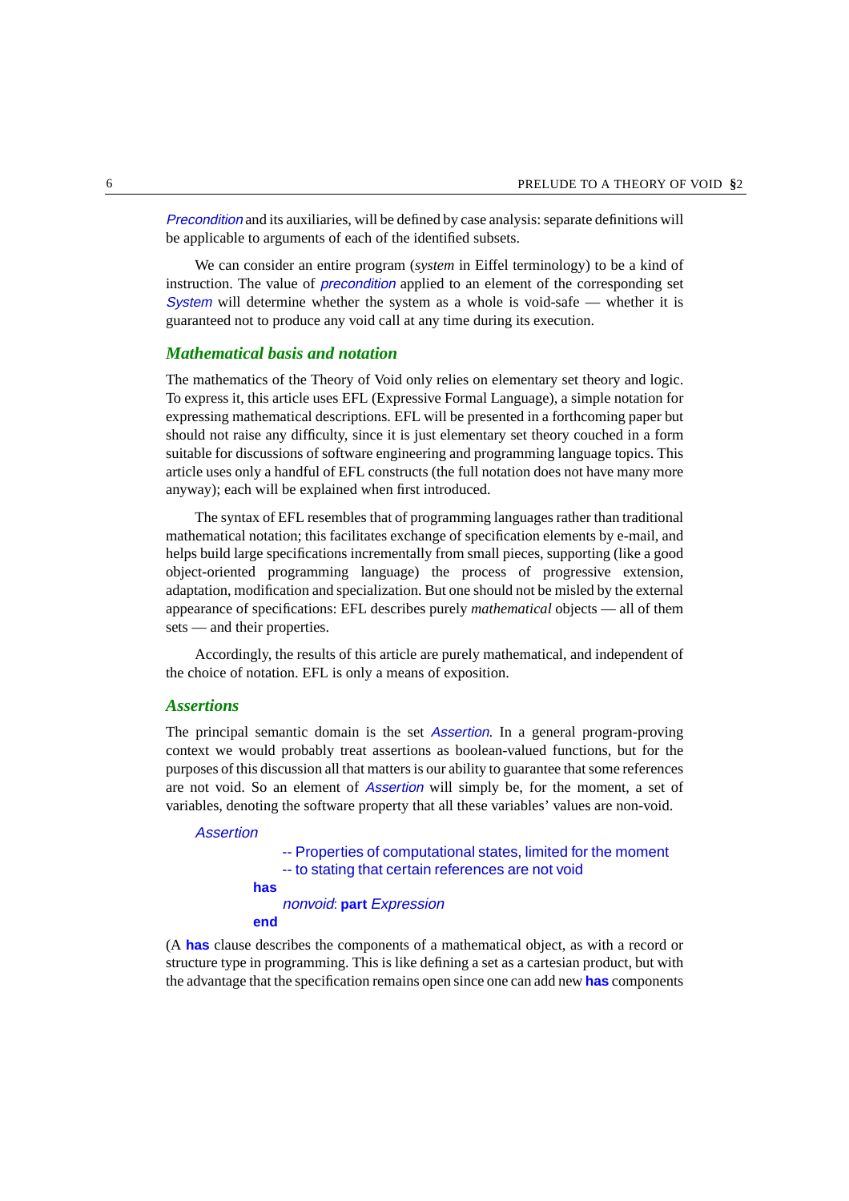*Precondition* and its auxiliaries, will be defined by case analysis: separate definitions will be applicable to arguments of each of the identified subsets.

We can consider an entire program (*system* in Eiffel terminology) to be a kind of instruction. The value of *precondition* applied to an element of the corresponding set *System* will determine whether the system as a whole is void-safe — whether it is guaranteed not to produce any void call at any time during its execution.

### *Mathematical basis and notation*

The mathematics of the Theory of Void only relies on elementary set theory and logic. To express it, this article uses EFL (Expressive Formal Language), a simple notation for expressing mathematical descriptions. EFL will be presented in a forthcoming paper but should not raise any difficulty, since it is just elementary set theory couched in a form suitable for discussions of software engineering and programming language topics. This article uses only a handful of EFL constructs (the full notation does not have many more anyway); each will be explained when first introduced.

The syntax of EFL resembles that of programming languages rather than traditional mathematical notation; this facilitates exchange of specification elements by e-mail, and helps build large specifications incrementally from small pieces, supporting (like a good object-oriented programming language) the process of progressive extension, adaptation, modification and specialization. But one should not be misled by the external appearance of specifications: EFL describes purely *mathematical* objects — all of them sets — and their properties.

Accordingly, the results of this article are purely mathematical, and independent of the choice of notation. EFL is only a means of exposition.

### *Assertions*

The principal semantic domain is the set *Assertion*. In a general program-proving context we would probably treat assertions as boolean-valued functions, but for the purposes of this discussion all that matters is our ability to guarantee that some references are not void. So an element of *Assertion* will simply be, for the moment, a set of variables, denoting the software property that all these variables' values are non-void.

```
Assertion
        -- Properties of computational states, limited for the moment
        -- to stating that certain references are not void
    has
        nonvoid: part Expression
    end
```

(A **has** clause describes the components of a mathematical object, as with a record or structure type in programming. This is like defining a set as a cartesian product, but with the advantage that the specification remains open since one can add new **has** components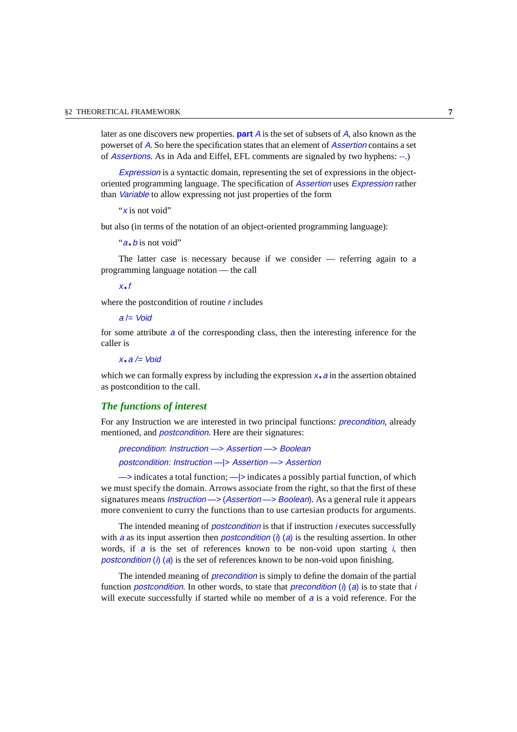later as one discovers new properties. **part** *A* is the set of subsets of *A*, also known as the powerset of *A*. So here the specification states that an element of *Assertion* contains a set of *Assertions*. As in Ada and Eiffel, EFL comments are signaled by two hyphens: --.)

*Expression* is a syntactic domain, representing the set of expressions in the object-oriented programming language. The specification of *Assertion* uses *Expression* rather than *Variable* to allow expressing not just properties of the form

"*x* is not void"

but also (in terms of the notation of an object-oriented programming language):

"*a*.*b* is not void"

The latter case is necessary because if we consider — referring again to a programming language notation — the call

*x*.*f*

where the postcondition of routine *r* includes

*a* /= *Void*

for some attribute *a* of the corresponding class, then the interesting inference for the caller is

*x*.*a* /= *Void*

which we can formally express by including the expression *x*.*a* in the assertion obtained as postcondition to the call.

## *The functions of interest*

For any Instruction we are interested in two principal functions: *precondition*, already mentioned, and *postcondition*. Here are their signatures:

*precondition*: *Instruction* —> *Assertion* —> *Boolean*

*postcondition*: *Instruction* —|> *Assertion* —> *Assertion*

—> indicates a total function; —|> indicates a possibly partial function, of which we must specify the domain. Arrows associate from the right, so that the first of these signatures means *Instruction* —> (*Assertion* —> *Boolean*). As a general rule it appears more convenient to curry the functions than to use cartesian products for arguments.

The intended meaning of *postcondition* is that if instruction *i* executes successfully with *a* as its input assertion then *postcondition* (*i*) (*a*) is the resulting assertion. In other words, if *a* is the set of references known to be non-void upon starting *i*, then *postcondition* (*i*) (*a*) is the set of references known to be non-void upon finishing.

The intended meaning of *precondition* is simply to define the domain of the partial function *postcondition*. In other words, to state that *precondition* (*i*) (*a*) is to state that *i* will execute successfully if started while no member of *a* is a void reference. For the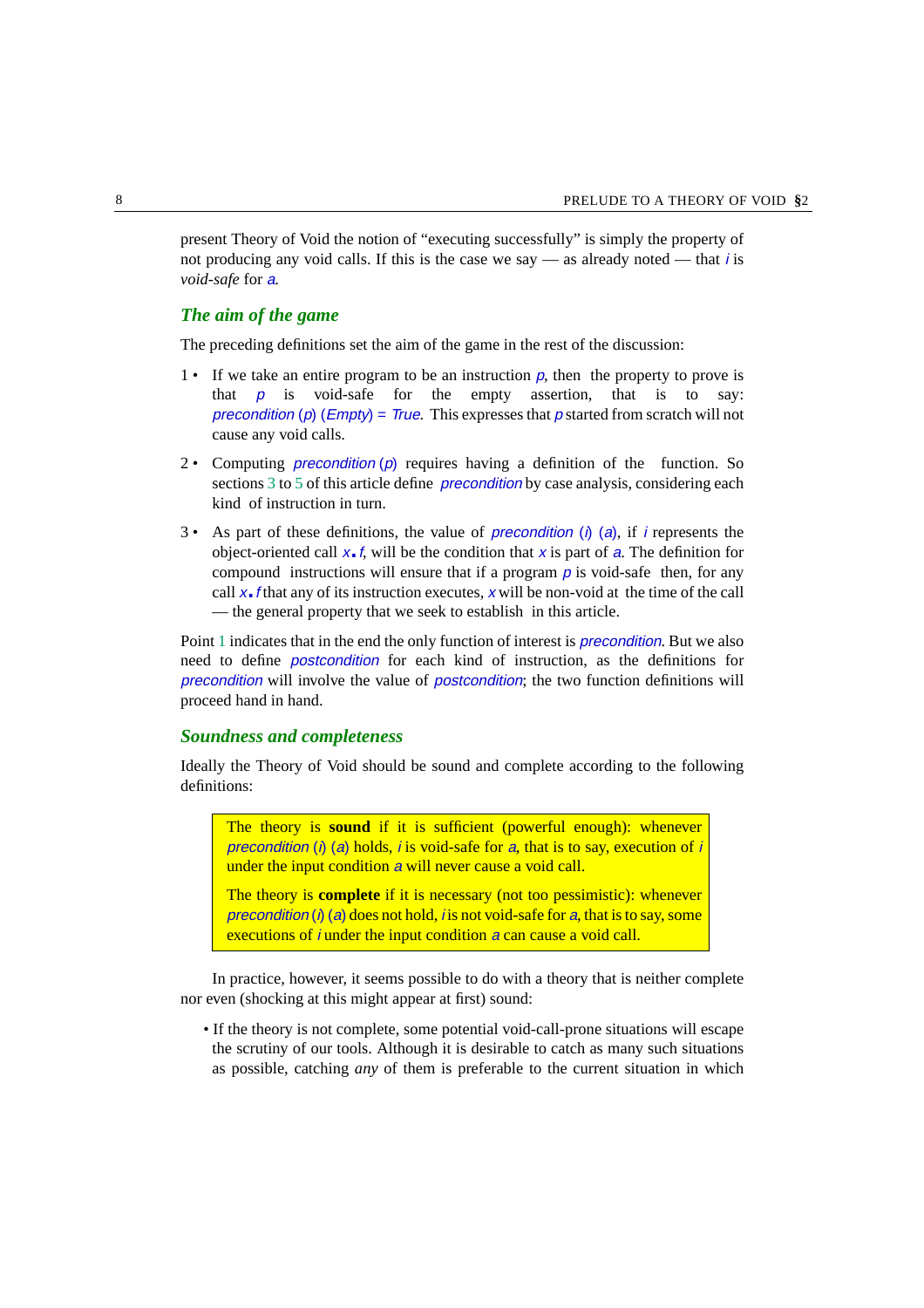present Theory of Void the notion of "executing successfully" is simply the property of not producing any void calls. If this is the case we say — as already noted — that *i* is *void-safe* for *a*.

### *The aim of the game*

The preceding definitions set the aim of the game in the rest of the discussion:

1 • If we take an entire program to be an instruction *p*, then the property to prove is that *p* is void-safe for the empty assertion, that is to say: *precondition* (*p*) (*Empty*) = *True*. This expresses that *p* started from scratch will not cause any void calls.

2 • Computing *precondition* (*p*) requires having a definition of the function. So sections 3 to 5 of this article define *precondition* by case analysis, considering each kind of instruction in turn.

3 • As part of these definitions, the value of *precondition* (*i*) (*a*), if *i* represents the object-oriented call *x*.*f*, will be the condition that *x* is part of *a*. The definition for compound instructions will ensure that if a program *p* is void-safe then, for any call *x*.*f* that any of its instruction executes, *x* will be non-void at the time of the call — the general property that we seek to establish in this article.

Point 1 indicates that in the end the only function of interest is *precondition*. But we also need to define *postcondition* for each kind of instruction, as the definitions for *precondition* will involve the value of *postcondition*; the two function definitions will proceed hand in hand.

### *Soundness and completeness*

Ideally the Theory of Void should be sound and complete according to the following definitions:

> The theory is **sound** if it is sufficient (powerful enough): whenever *precondition* (*i*) (*a*) holds, *i* is void-safe for *a*, that is to say, execution of *i* under the input condition *a* will never cause a void call.
>
> The theory is **complete** if it is necessary (not too pessimistic): whenever *precondition* (*i*) (*a*) does not hold, *i* is not void-safe for *a*, that is to say, some executions of *i* under the input condition *a* can cause a void call.

In practice, however, it seems possible to do with a theory that is neither complete nor even (shocking at this might appear at first) sound:

- If the theory is not complete, some potential void-call-prone situations will escape the scrutiny of our tools. Although it is desirable to catch as many such situations as possible, catching *any* of them is preferable to the current situation in which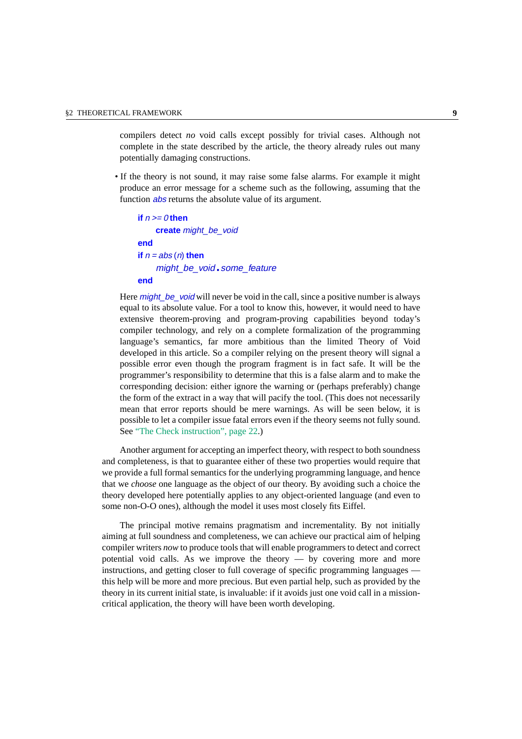compilers detect *no* void calls except possibly for trivial cases. Although not complete in the state described by the article, the theory already rules out many potentially damaging constructions.

- If the theory is not sound, it may raise some false alarms. For example it might produce an error message for a scheme such as the following, assuming that the function *abs* returns the absolute value of its argument.

```
if n >= 0 then
    create might_be_void
end
if n = abs (n) then
    might_be_void.some_feature
end
```

  Here *might_be_void* will never be void in the call, since a positive number is always equal to its absolute value. For a tool to know this, however, it would need to have extensive theorem-proving and program-proving capabilities beyond today's compiler technology, and rely on a complete formalization of the programming language's semantics, far more ambitious than the limited Theory of Void developed in this article. So a compiler relying on the present theory will signal a possible error even though the program fragment is in fact safe. It will be the programmer's responsibility to determine that this is a false alarm and to make the corresponding decision: either ignore the warning or (perhaps preferably) change the form of the extract in a way that will pacify the tool. (This does not necessarily mean that error reports should be mere warnings. As will be seen below, it is possible to let a compiler issue fatal errors even if the theory seems not fully sound. See "The Check instruction", page 22.)

Another argument for accepting an imperfect theory, with respect to both soundness and completeness, is that to guarantee either of these two properties would require that we provide a full formal semantics for the underlying programming language, and hence that we *choose* one language as the object of our theory. By avoiding such a choice the theory developed here potentially applies to any object-oriented language (and even to some non-O-O ones), although the model it uses most closely fits Eiffel.

The principal motive remains pragmatism and incrementality. By not initially aiming at full soundness and completeness, we can achieve our practical aim of helping compiler writers *now* to produce tools that will enable programmers to detect and correct potential void calls. As we improve the theory — by covering more and more instructions, and getting closer to full coverage of specific programming languages — this help will be more and more precious. But even partial help, such as provided by the theory in its current initial state, is invaluable: if it avoids just one void call in a mission-critical application, the theory will have been worth developing.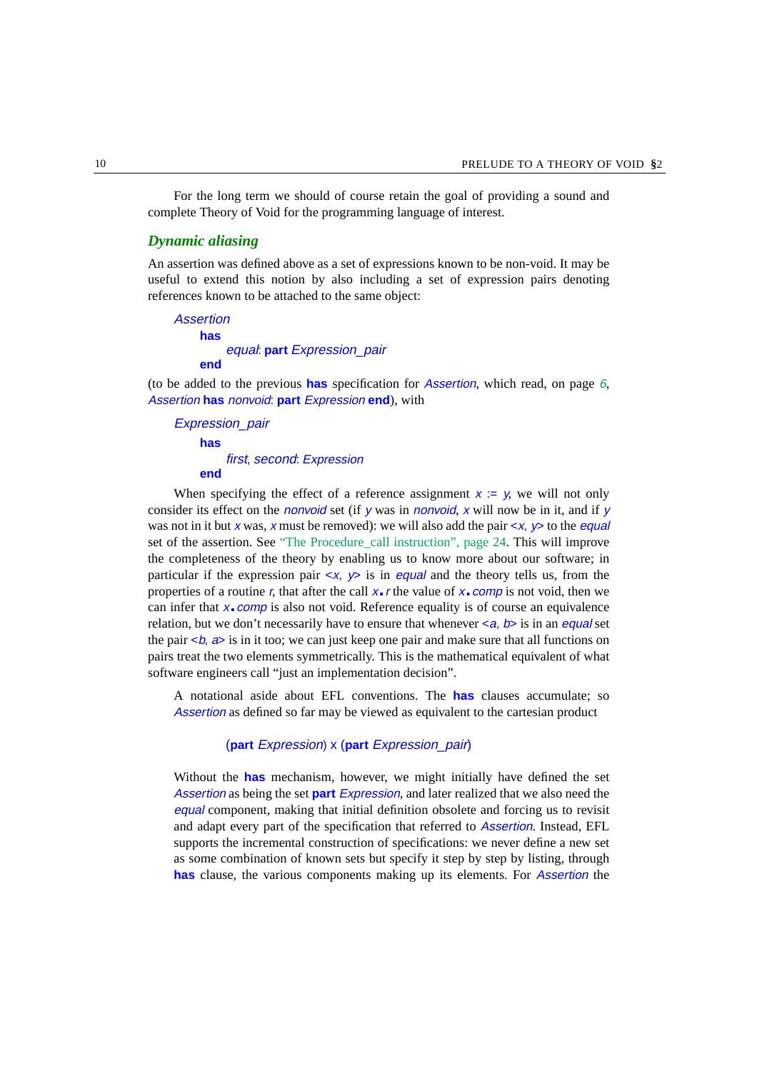For the long term we should of course retain the goal of providing a sound and complete Theory of Void for the programming language of interest.

### *Dynamic aliasing*

An assertion was defined above as a set of expressions known to be non-void. It may be useful to extend this notion by also including a set of expression pairs denoting references known to be attached to the same object:

```
Assertion
    has
        equal: part Expression_pair
    end
```

(to be added to the previous **has** specification for *Assertion*, which read, on page 6, *Assertion* **has** *nonvoid*: **part** *Expression* **end**), with

```
Expression_pair
    has
        first, second: Expression
    end
```

When specifying the effect of a reference assignment *x* := *y*, we will not only consider its effect on the *nonvoid* set (if *y* was in *nonvoid*, *x* will now be in it, and if *y* was not in it but *x* was, *x* must be removed): we will also add the pair <*x, y*> to the *equal* set of the assertion. See "The Procedure_call instruction", page 24. This will improve the completeness of the theory by enabling us to know more about our software; in particular if the expression pair <*x, y*> is in *equal* and the theory tells us, from the properties of a routine *r*, that after the call *x*.*r* the value of *x*.*comp* is not void, then we can infer that *x*.*comp* is also not void. Reference equality is of course an equivalence relation, but we don't necessarily have to ensure that whenever <*a, b*> is in an *equal* set the pair <*b, a*> is in it too; we can just keep one pair and make sure that all functions on pairs treat the two elements symmetrically. This is the mathematical equivalent of what software engineers call "just an implementation decision".

A notational aside about EFL conventions. The **has** clauses accumulate; so *Assertion* as defined so far may be viewed as equivalent to the cartesian product

(**part** *Expression*) x (**part** *Expression_pair*)

Without the **has** mechanism, however, we might initially have defined the set *Assertion* as being the set **part** *Expression*, and later realized that we also need the *equal* component, making that initial definition obsolete and forcing us to revisit and adapt every part of the specification that referred to *Assertion*. Instead, EFL supports the incremental construction of specifications: we never define a new set as some combination of known sets but specify it step by step by listing, through **has** clause, the various components making up its elements. For *Assertion* the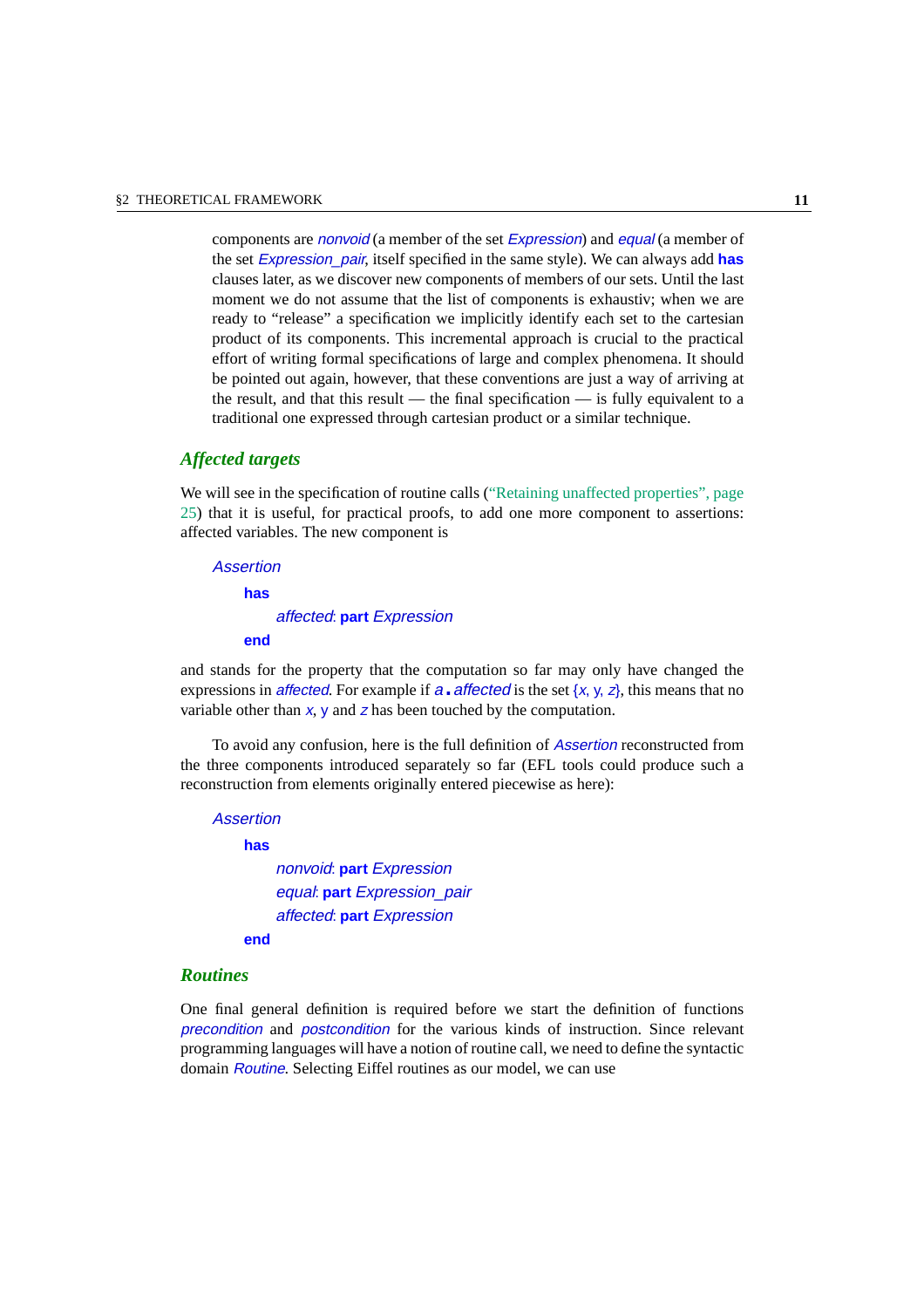components are *nonvoid* (a member of the set *Expression*) and *equal* (a member of the set *Expression_pair*, itself specified in the same style). We can always add **has** clauses later, as we discover new components of members of our sets. Until the last moment we do not assume that the list of components is exhaustiv; when we are ready to "release" a specification we implicitly identify each set to the cartesian product of its components. This incremental approach is crucial to the practical effort of writing formal specifications of large and complex phenomena. It should be pointed out again, however, that these conventions are just a way of arriving at the result, and that this result — the final specification — is fully equivalent to a traditional one expressed through cartesian product or a similar technique.

### Affected targets

We will see in the specification of routine calls ("Retaining unaffected properties", page 25) that it is useful, for practical proofs, to add one more component to assertions: affected variables. The new component is

```
Assertion
    has
        affected: part Expression
    end
```

and stands for the property that the computation so far may only have changed the expressions in *affected*. For example if *a*.*affected* is the set {*x*, y, *z*}, this means that no variable other than *x*, y and *z* has been touched by the computation.

To avoid any confusion, here is the full definition of *Assertion* reconstructed from the three components introduced separately so far (EFL tools could produce such a reconstruction from elements originally entered piecewise as here):

```
Assertion
    has
        nonvoid: part Expression
        equal: part Expression_pair
        affected: part Expression
    end
```

### Routines

One final general definition is required before we start the definition of functions *precondition* and *postcondition* for the various kinds of instruction. Since relevant programming languages will have a notion of routine call, we need to define the syntactic domain *Routine*. Selecting Eiffel routines as our model, we can use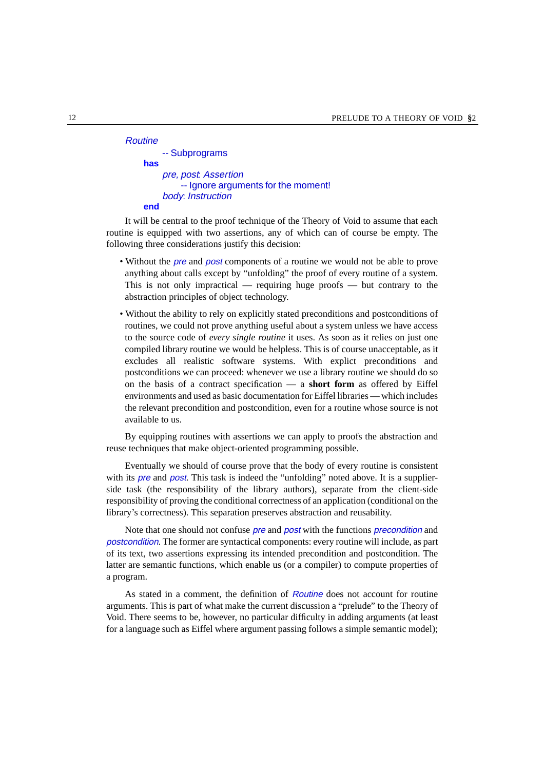```
Routine
        -- Subprograms
    has
        pre, post: Assertion
                -- Ignore arguments for the moment!
        body: Instruction
    end
```

It will be central to the proof technique of the Theory of Void to assume that each routine is equipped with two assertions, any of which can of course be empty. The following three considerations justify this decision:

- Without the *pre* and *post* components of a routine we would not be able to prove anything about calls except by "unfolding" the proof of every routine of a system. This is not only impractical — requiring huge proofs — but contrary to the abstraction principles of object technology.
- Without the ability to rely on explicitly stated preconditions and postconditions of routines, we could not prove anything useful about a system unless we have access to the source code of *every single routine* it uses. As soon as it relies on just one compiled library routine we would be helpless. This is of course unacceptable, as it excludes all realistic software systems. With explict preconditions and postconditions we can proceed: whenever we use a library routine we should do so on the basis of a contract specification — a **short form** as offered by Eiffel environments and used as basic documentation for Eiffel libraries — which includes the relevant precondition and postcondition, even for a routine whose source is not available to us.

By equipping routines with assertions we can apply to proofs the abstraction and reuse techniques that make object-oriented programming possible.

Eventually we should of course prove that the body of every routine is consistent with its *pre* and *post*. This task is indeed the "unfolding" noted above. It is a supplier-side task (the responsibility of the library authors), separate from the client-side responsibility of proving the conditional correctness of an application (conditional on the library's correctness). This separation preserves abstraction and reusability.

Note that one should not confuse *pre* and *post* with the functions *precondition* and *postcondition*. The former are syntactical components: every routine will include, as part of its text, two assertions expressing its intended precondition and postcondition. The latter are semantic functions, which enable us (or a compiler) to compute properties of a program.

As stated in a comment, the definition of *Routine* does not account for routine arguments. This is part of what make the current discussion a "prelude" to the Theory of Void. There seems to be, however, no particular difficulty in adding arguments (at least for a language such as Eiffel where argument passing follows a simple semantic model);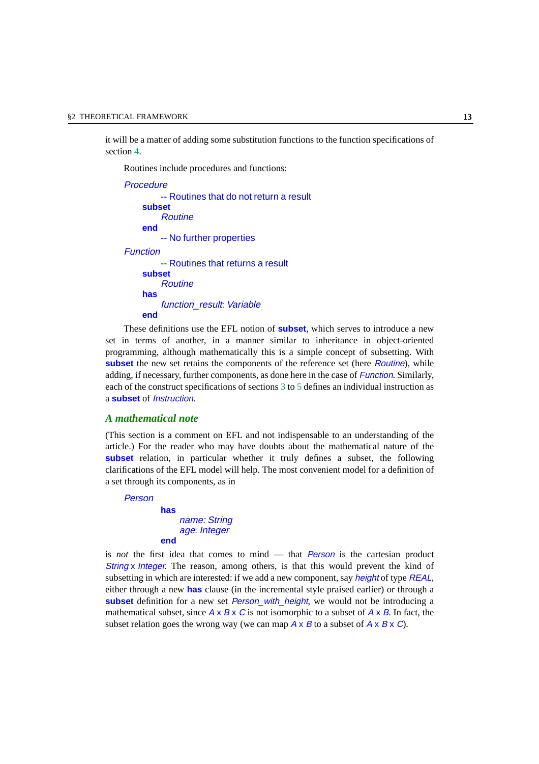it will be a matter of adding some substitution functions to the function specifications of section 4.

Routines include procedures and functions:

```
Procedure
        -- Routines that do not return a result
    subset
        Routine
    end
        -- No further properties
Function
        -- Routines that returns a result
    subset
        Routine
    has
        function_result: Variable
    end
```

These definitions use the EFL notion of **subset**, which serves to introduce a new set in terms of another, in a manner similar to inheritance in object-oriented programming, although mathematically this is a simple concept of subsetting. With **subset** the new set retains the components of the reference set (here *Routine*), while adding, if necessary, further components, as done here in the case of *Function*. Similarly, each of the construct specifications of sections 3 to 5 defines an individual instruction as a **subset** of *Instruction*.

### *A mathematical note*

(This section is a comment on EFL and not indispensable to an understanding of the article.) For the reader who may have doubts about the mathematical nature of the **subset** relation, in particular whether it truly defines a subset, the following clarifications of the EFL model will help. The most convenient model for a definition of a set through its components, as in

```
Person
        has
            name: String
            age: Integer
        end
```

is *not* the first idea that comes to mind — that *Person* is the cartesian product *String* x *Integer*. The reason, among others, is that this would prevent the kind of subsetting in which are interested: if we add a new component, say *height* of type *REAL*, either through a new **has** clause (in the incremental style praised earlier) or through a **subset** definition for a new set *Person_with_height*, we would not be introducing a mathematical subset, since *A* x *B* x *C* is not isomorphic to a subset of *A* x *B*. In fact, the subset relation goes the wrong way (we can map *A* x *B* to a subset of *A* x *B* x *C*).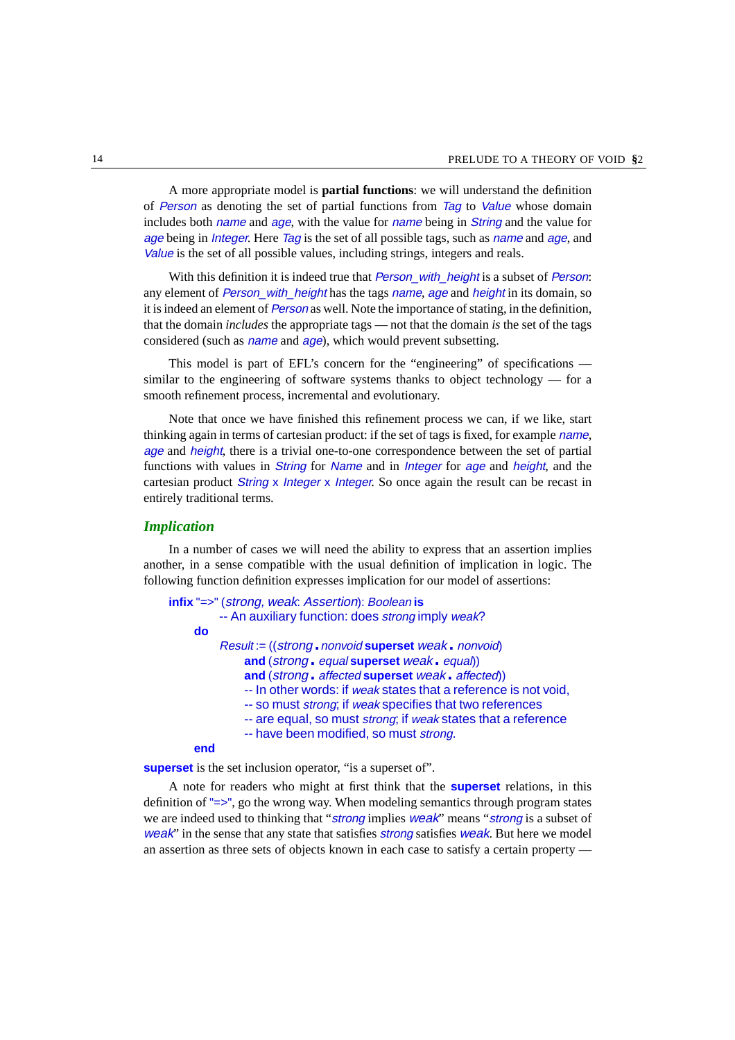A more appropriate model is **partial functions**: we will understand the definition of *Person* as denoting the set of partial functions from *Tag* to *Value* whose domain includes both *name* and *age*, with the value for *name* being in *String* and the value for *age* being in *Integer*. Here *Tag* is the set of all possible tags, such as *name* and *age*, and *Value* is the set of all possible values, including strings, integers and reals.

With this definition it is indeed true that *Person_with_height* is a subset of *Person*: any element of *Person_with_height* has the tags *name*, *age* and *height* in its domain, so it is indeed an element of *Person* as well. Note the importance of stating, in the definition, that the domain *includes* the appropriate tags — not that the domain *is* the set of the tags considered (such as *name* and *age*), which would prevent subsetting.

This model is part of EFL's concern for the "engineering" of specifications — similar to the engineering of software systems thanks to object technology — for a smooth refinement process, incremental and evolutionary.

Note that once we have finished this refinement process we can, if we like, start thinking again in terms of cartesian product: if the set of tags is fixed, for example *name*, *age* and *height*, there is a trivial one-to-one correspondence between the set of partial functions with values in *String* for *Name* and in *Integer* for *age* and *height*, and the cartesian product *String* x *Integer* x *Integer*. So once again the result can be recast in entirely traditional terms.

## Implication

In a number of cases we will need the ability to express that an assertion implies another, in a sense compatible with the usual definition of implication in logic. The following function definition expresses implication for our model of assertions:

```
infix "=>" (strong, weak: Assertion): Boolean is
        -- An auxiliary function: does strong imply weak?
    do
        Result := ((strong.nonvoid superset weak.nonvoid)
            and (strong.equal superset weak.equal))
            and (strong.affected superset weak.affected))
            -- In other words: if weak states that a reference is not void,
            -- so must strong; if weak specifies that two references
            -- are equal, so must strong; if weak states that a reference
            -- have been modified, so must strong.
    end
```

**superset** is the set inclusion operator, "is a superset of".

A note for readers who might at first think that the **superset** relations, in this definition of "=>", go the wrong way. When modeling semantics through program states we are indeed used to thinking that "*strong* implies *weak*" means "*strong* is a subset of *weak*" in the sense that any state that satisfies *strong* satisfies *weak*. But here we model an assertion as three sets of objects known in each case to satisfy a certain property —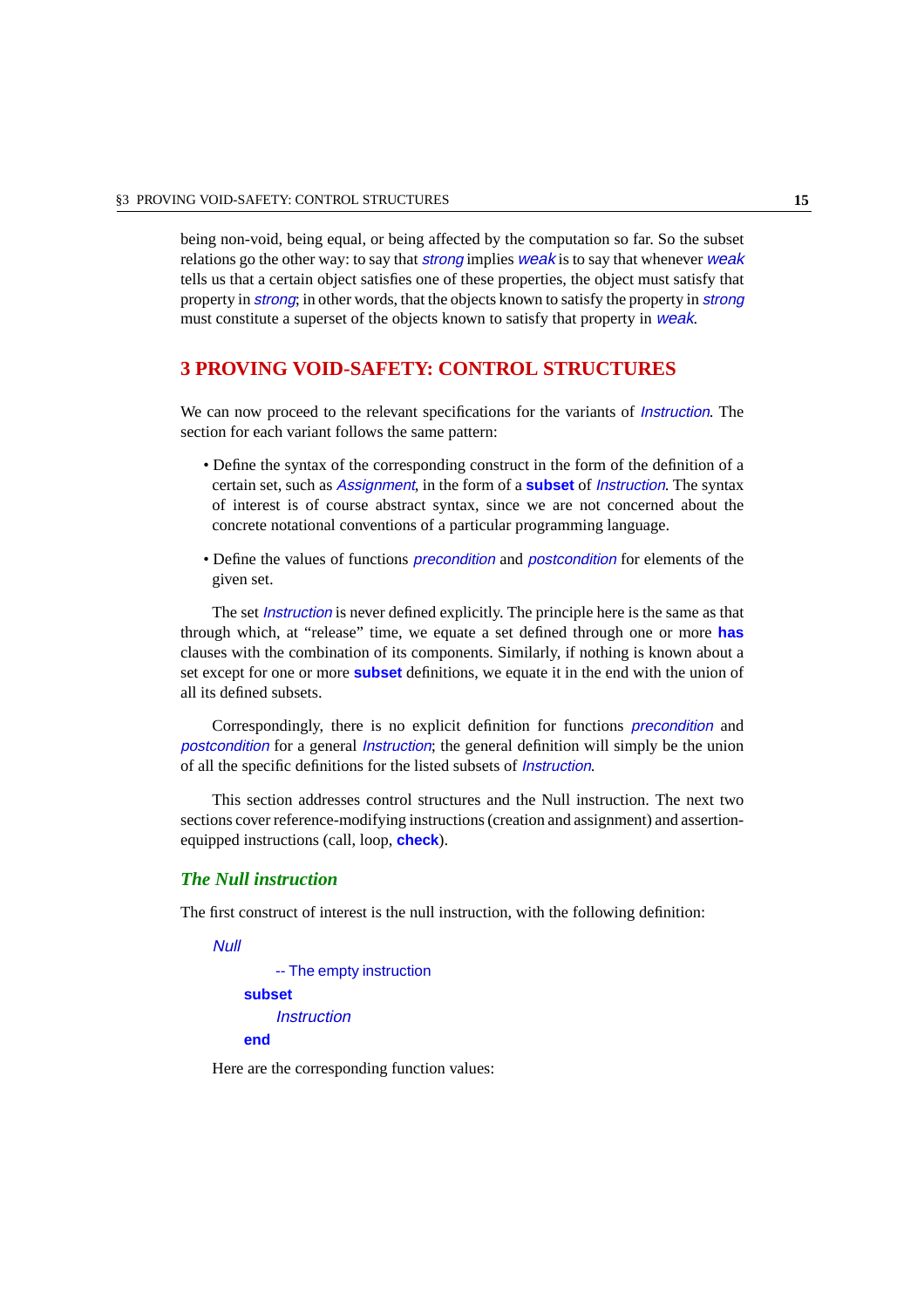being non-void, being equal, or being affected by the computation so far. So the subset relations go the other way: to say that *strong* implies *weak* is to say that whenever *weak* tells us that a certain object satisfies one of these properties, the object must satisfy that property in *strong*; in other words, that the objects known to satisfy the property in *strong* must constitute a superset of the objects known to satisfy that property in *weak*.

# 3 PROVING VOID-SAFETY: CONTROL STRUCTURES

We can now proceed to the relevant specifications for the variants of *Instruction*. The section for each variant follows the same pattern:

- Define the syntax of the corresponding construct in the form of the definition of a certain set, such as *Assignment*, in the form of a **subset** of *Instruction*. The syntax of interest is of course abstract syntax, since we are not concerned about the concrete notational conventions of a particular programming language.

- Define the values of functions *precondition* and *postcondition* for elements of the given set.

The set *Instruction* is never defined explicitly. The principle here is the same as that through which, at "release" time, we equate a set defined through one or more **has** clauses with the combination of its components. Similarly, if nothing is known about a set except for one or more **subset** definitions, we equate it in the end with the union of all its defined subsets.

Correspondingly, there is no explicit definition for functions *precondition* and *postcondition* for a general *Instruction*; the general definition will simply be the union of all the specific definitions for the listed subsets of *Instruction*.

This section addresses control structures and the Null instruction. The next two sections cover reference-modifying instructions (creation and assignment) and assertion-equipped instructions (call, loop, **check**).

## The Null instruction

The first construct of interest is the null instruction, with the following definition:

```
Null
        -- The empty instruction
    subset
        Instruction
    end
```

Here are the corresponding function values: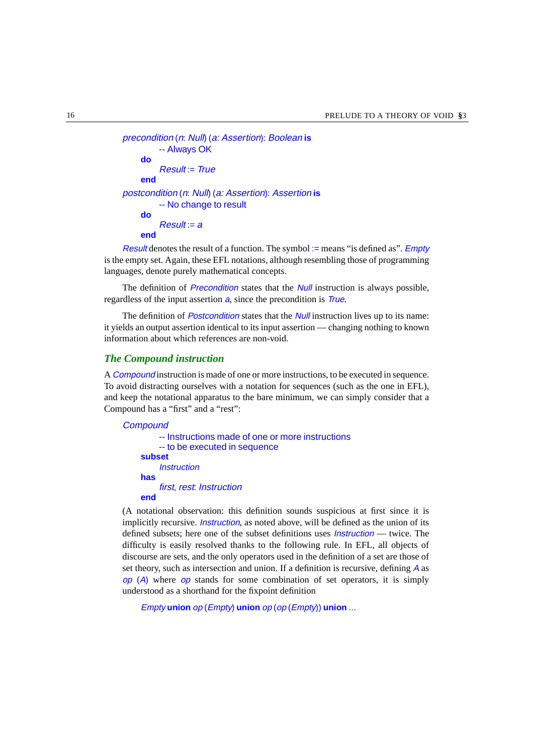```
precondition (n: Null) (a: Assertion): Boolean is
        -- Always OK
    do
        Result := True
    end
postcondition (n: Null) (a: Assertion): Assertion is
        -- No change to result
    do
        Result := a
    end
```

*Result* denotes the result of a function. The symbol := means "is defined as". *Empty* is the empty set. Again, these EFL notations, although resembling those of programming languages, denote purely mathematical concepts.

The definition of *Precondition* states that the *Null* instruction is always possible, regardless of the input assertion *a*, since the precondition is *True*.

The definition of *Postcondition* states that the *Null* instruction lives up to its name: it yields an output assertion identical to its input assertion — changing nothing to known information about which references are non-void.

### *The Compound instruction*

A *Compound* instruction is made of one or more instructions, to be executed in sequence. To avoid distracting ourselves with a notation for sequences (such as the one in EFL), and keep the notational apparatus to the bare minimum, we can simply consider that a Compound has a "first" and a "rest":

```
Compound
        -- Instructions made of one or more instructions
        -- to be executed in sequence
    subset
        Instruction
    has
        first, rest: Instruction
    end
```

(A notational observation: this definition sounds suspicious at first since it is implicitly recursive. *Instruction*, as noted above, will be defined as the union of its defined subsets; here one of the subset definitions uses *Instruction* — twice. The difficulty is easily resolved thanks to the following rule. In EFL, all objects of discourse are sets, and the only operators used in the definition of a set are those of set theory, such as intersection and union. If a definition is recursive, defining *A* as *op* (*A*) where *op* stands for some combination of set operators, it is simply understood as a shorthand for the fixpoint definition

```
Empty union op (Empty) union op (op (Empty)) union ...
```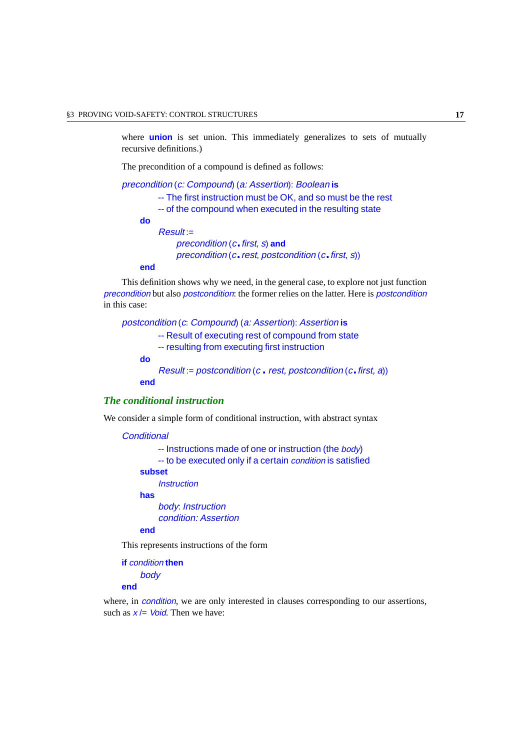where **union** is set union. This immediately generalizes to sets of mutually recursive definitions.)

The precondition of a compound is defined as follows:

```
precondition (c: Compound) (a: Assertion): Boolean is
        -- The first instruction must be OK, and so must be the rest
        -- of the compound when executed in the resulting state
    do
        Result :=
            precondition (c.first, s) and
            precondition (c.rest, postcondition (c.first, s))
    end
```

This definition shows why we need, in the general case, to explore not just function *precondition* but also *postcondition*: the former relies on the latter. Here is *postcondition* in this case:

```
postcondition (c: Compound) (a: Assertion): Assertion is
        -- Result of executing rest of compound from state
        -- resulting from executing first instruction
    do
        Result := postcondition (c . rest, postcondition (c.first, a))
    end
```

### *The conditional instruction*

We consider a simple form of conditional instruction, with abstract syntax

```
Conditional
        -- Instructions made of one or instruction (the body)
        -- to be executed only if a certain condition is satisfied
    subset
        Instruction
    has
        body: Instruction
        condition: Assertion
    end
```

This represents instructions of the form

```
if condition then
    body
end
```

where, in *condition*, we are only interested in clauses corresponding to our assertions, such as *x /= Void*. Then we have: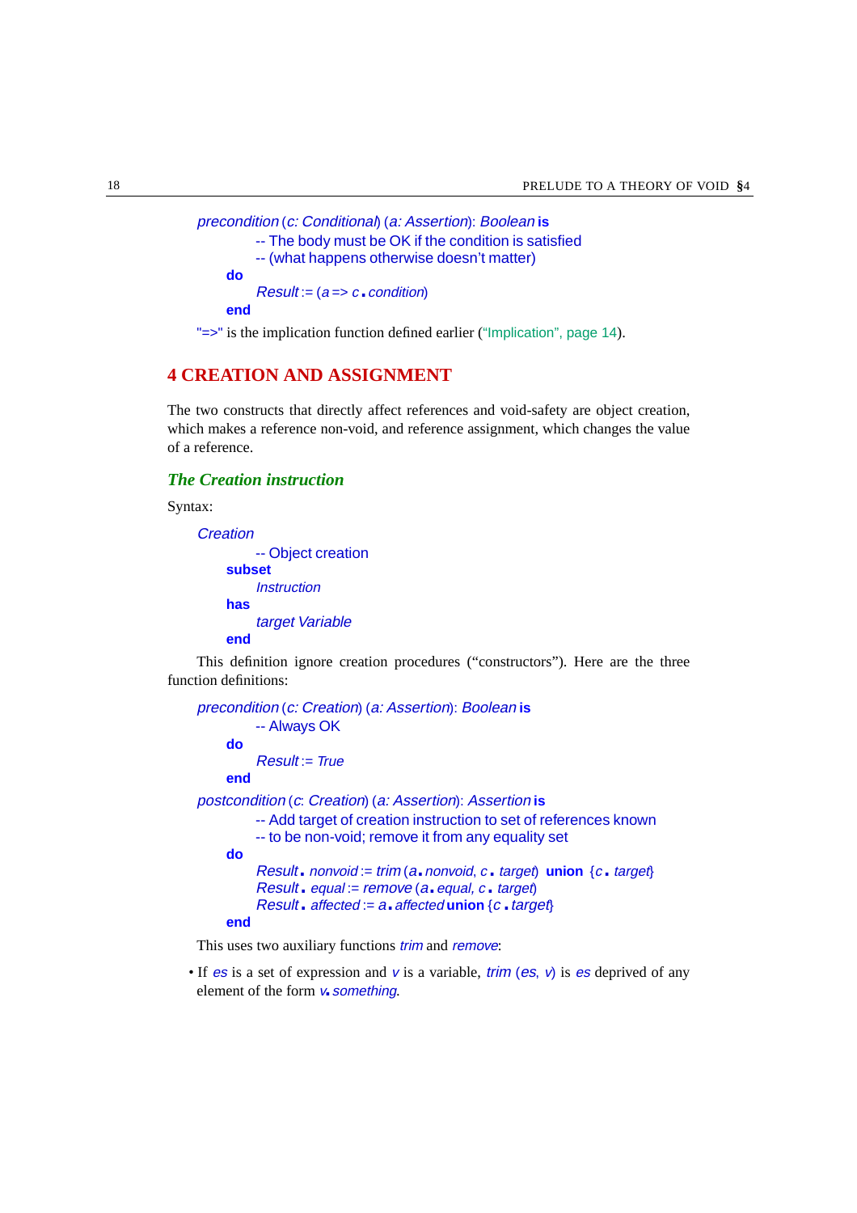```
precondition (c: Conditional) (a: Assertion): Boolean is
        -- The body must be OK if the condition is satisfied
        -- (what happens otherwise doesn't matter)
    do
        Result := (a => c.condition)
    end
```

"=>" is the implication function defined earlier ("Implication", page 14).

## 4 CREATION AND ASSIGNMENT

The two constructs that directly affect references and void-safety are object creation, which makes a reference non-void, and reference assignment, which changes the value of a reference.

### *The Creation instruction*

Syntax:

```
Creation
        -- Object creation
    subset
        Instruction
    has
        target Variable
    end
```

This definition ignore creation procedures ("constructors"). Here are the three function definitions:

```
precondition (c: Creation) (a: Assertion): Boolean is
        -- Always OK
    do
        Result := True
    end
postcondition (c: Creation) (a: Assertion): Assertion is
        -- Add target of creation instruction to set of references known
        -- to be non-void; remove it from any equality set
    do
        Result.nonvoid := trim (a.nonvoid, c.target) union {c.target}
        Result.equal := remove (a.equal, c.target)
        Result.affected := a.affected union {c.target}
    end
```

This uses two auxiliary functions *trim* and *remove*:

- If *es* is a set of expression and *v* is a variable, *trim* (*es*, *v*) is *es* deprived of any element of the form *v.something*.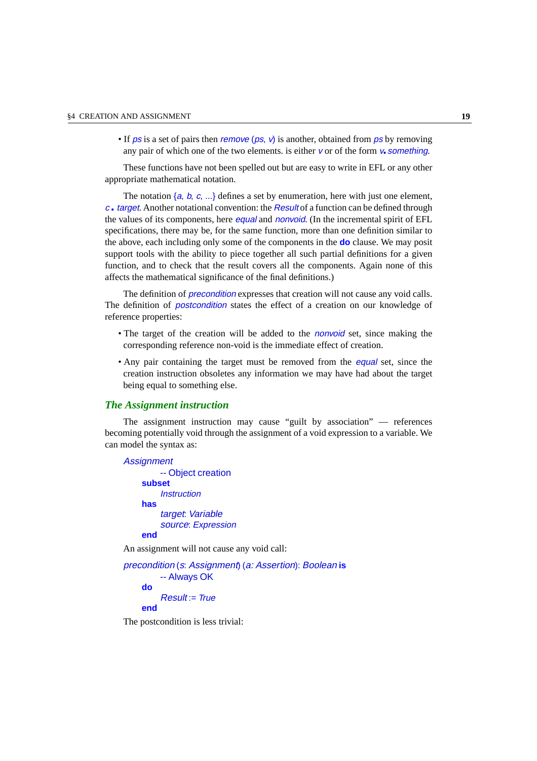- If *ps* is a set of pairs then *remove* (*ps*, *v*) is another, obtained from *ps* by removing any pair of which one of the two elements. is either *v* or of the form *v*. *something*.

These functions have not been spelled out but are easy to write in EFL or any other appropriate mathematical notation.

The notation {*a*, *b*, *c*, ...} defines a set by enumeration, here with just one element, *c* . *target*. Another notational convention: the *Result* of a function can be defined through the values of its components, here *equal* and *nonvoid*. (In the incremental spirit of EFL specifications, there may be, for the same function, more than one definition similar to the above, each including only some of the components in the **do** clause. We may posit support tools with the ability to piece together all such partial definitions for a given function, and to check that the result covers all the components. Again none of this affects the mathematical significance of the final definitions.)

The definition of *precondition* expresses that creation will not cause any void calls. The definition of *postcondition* states the effect of a creation on our knowledge of reference properties:

- The target of the creation will be added to the *nonvoid* set, since making the corresponding reference non-void is the immediate effect of creation.
- Any pair containing the target must be removed from the *equal* set, since the creation instruction obsoletes any information we may have had about the target being equal to something else.

## The Assignment instruction

The assignment instruction may cause "guilt by association" — references becoming potentially void through the assignment of a void expression to a variable. We can model the syntax as:

```
Assignment
        -- Object creation
    subset
        Instruction
    has
        target: Variable
        source: Expression
    end
```

An assignment will not cause any void call:

```
precondition (s: Assignment) (a: Assertion): Boolean is
        -- Always OK
    do
        Result := True
    end
```

The postcondition is less trivial: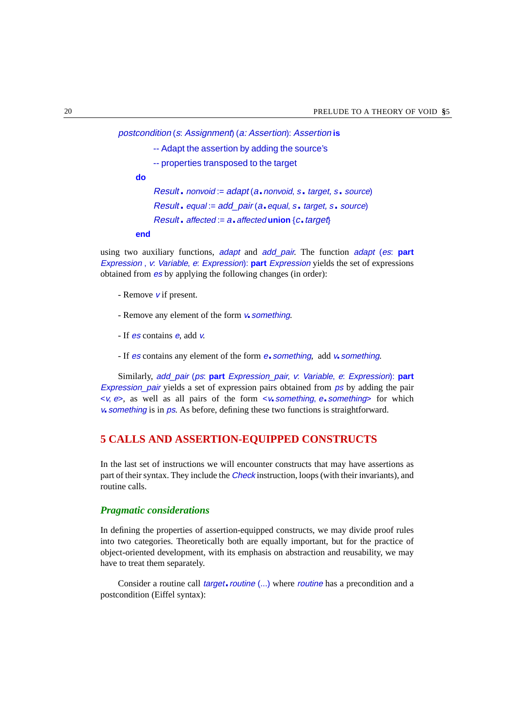```
postcondition (s: Assignment) (a: Assertion): Assertion is
        -- Adapt the assertion by adding the source's
        -- properties transposed to the target
    do
        Result.nonvoid := adapt (a.nonvoid, s.target, s.source)
        Result.equal := add_pair (a.equal, s.target, s.source)
        Result.affected := a.affected union {c.target}
    end
```

using two auxiliary functions, *adapt* and *add_pair*. The function *adapt* (*es*: **part** *Expression* , *v*: *Variable*, *e*: *Expression*): **part** *Expression* yields the set of expressions obtained from *es* by applying the following changes (in order):

- Remove *v* if present.

- Remove any element of the form *v.something*.

- If *es* contains *e*, add *v*.

- If *es* contains any element of the form *e.something*, add *v.something*.

Similarly, *add_pair* (*ps*: **part** *Expression_pair*, *v*: *Variable*, *e*: *Expression*): **part** *Expression_pair* yields a set of expression pairs obtained from *ps* by adding the pair *<v, e>*, as well as all pairs of the form *<v.something, e.something>* for which *v.something* is in *ps*. As before, defining these two functions is straightforward.

# 5 CALLS AND ASSERTION-EQUIPPED CONSTRUCTS

In the last set of instructions we will encounter constructs that may have assertions as part of their syntax. They include the *Check* instruction, loops (with their invariants), and routine calls.

## *Pragmatic considerations*

In defining the properties of assertion-equipped constructs, we may divide proof rules into two categories. Theoretically both are equally important, but for the practice of object-oriented development, with its emphasis on abstraction and reusability, we may have to treat them separately.

Consider a routine call *target.routine (...)* where *routine* has a precondition and a postcondition (Eiffel syntax):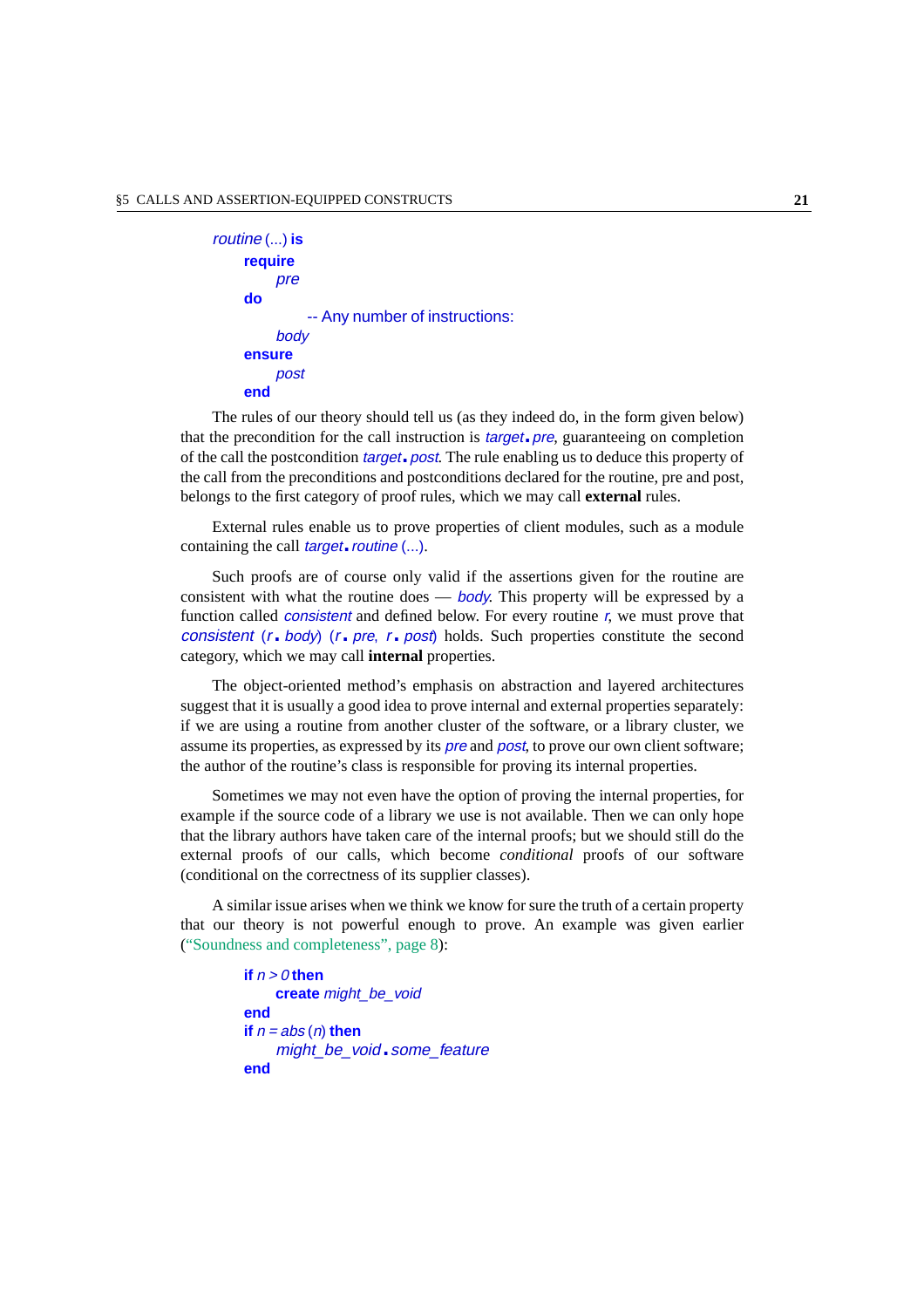```
routine (...) is
    require
        pre
    do
            -- Any number of instructions:
        body
    ensure
        post
    end
```

The rules of our theory should tell us (as they indeed do, in the form given below) that the precondition for the call instruction is *target*.*pre*, guaranteeing on completion of the call the postcondition *target*.*post*. The rule enabling us to deduce this property of the call from the preconditions and postconditions declared for the routine, pre and post, belongs to the first category of proof rules, which we may call **external** rules.

External rules enable us to prove properties of client modules, such as a module containing the call *target*.*routine* (...).

Such proofs are of course only valid if the assertions given for the routine are consistent with what the routine does — *body*. This property will be expressed by a function called *consistent* and defined below. For every routine *r*, we must prove that *consistent* (*r*.*body*) (*r*.*pre*, *r*.*post*) holds. Such properties constitute the second category, which we may call **internal** properties.

The object-oriented method's emphasis on abstraction and layered architectures suggest that it is usually a good idea to prove internal and external properties separately: if we are using a routine from another cluster of the software, or a library cluster, we assume its properties, as expressed by its *pre* and *post*, to prove our own client software; the author of the routine's class is responsible for proving its internal properties.

Sometimes we may not even have the option of proving the internal properties, for example if the source code of a library we use is not available. Then we can only hope that the library authors have taken care of the internal proofs; but we should still do the external proofs of our calls, which become *conditional* proofs of our software (conditional on the correctness of its supplier classes).

A similar issue arises when we think we know for sure the truth of a certain property that our theory is not powerful enough to prove. An example was given earlier ("Soundness and completeness", page 8):

```
if n > 0 then
    create might_be_void
end
if n = abs (n) then
    might_be_void.some_feature
end
```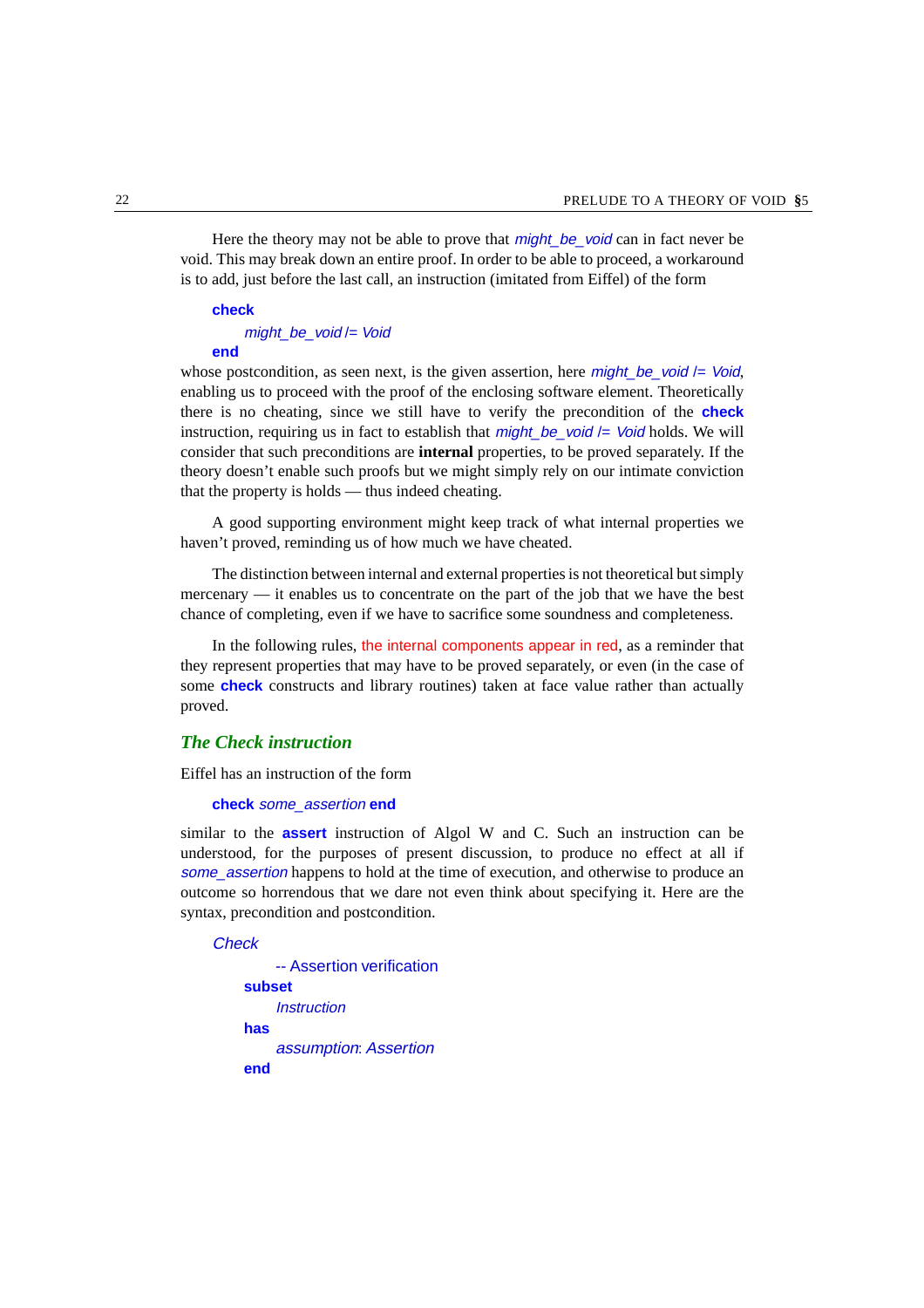Here the theory may not be able to prove that *might_be_void* can in fact never be void. This may break down an entire proof. In order to be able to proceed, a workaround is to add, just before the last call, an instruction (imitated from Eiffel) of the form

```
check
    might_be_void /= Void
end
```

whose postcondition, as seen next, is the given assertion, here *might_be_void /= Void*, enabling us to proceed with the proof of the enclosing software element. Theoretically there is no cheating, since we still have to verify the precondition of the **check** instruction, requiring us in fact to establish that *might_be_void /= Void* holds. We will consider that such preconditions are **internal** properties, to be proved separately. If the theory doesn't enable such proofs but we might simply rely on our intimate conviction that the property is holds — thus indeed cheating.

A good supporting environment might keep track of what internal properties we haven't proved, reminding us of how much we have cheated.

The distinction between internal and external properties is not theoretical but simply mercenary — it enables us to concentrate on the part of the job that we have the best chance of completing, even if we have to sacrifice some soundness and completeness.

In the following rules, the internal components appear in red, as a reminder that they represent properties that may have to be proved separately, or even (in the case of some **check** constructs and library routines) taken at face value rather than actually proved.

### *The Check instruction*

Eiffel has an instruction of the form

```
check some_assertion end
```

similar to the **assert** instruction of Algol W and C. Such an instruction can be understood, for the purposes of present discussion, to produce no effect at all if *some_assertion* happens to hold at the time of execution, and otherwise to produce an outcome so horrendous that we dare not even think about specifying it. Here are the syntax, precondition and postcondition.

```
Check
        -- Assertion verification
    subset
        Instruction
    has
        assumption: Assertion
    end
```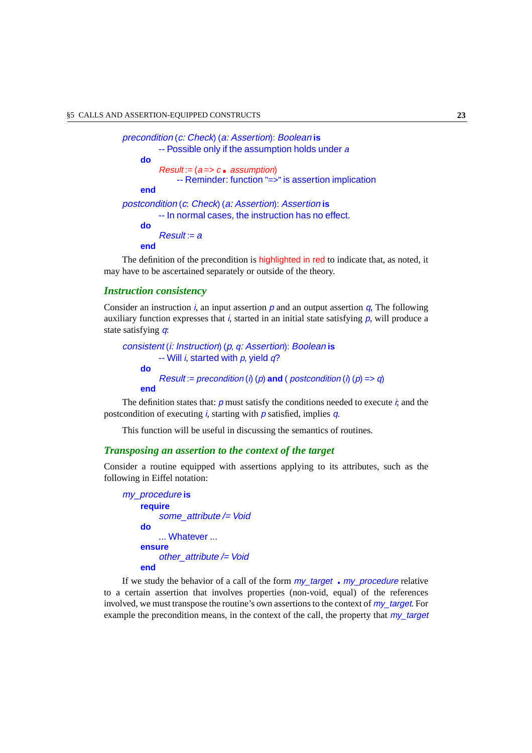```
precondition (c: Check) (a: Assertion): Boolean is
        -- Possible only if the assumption holds under a
    do
        Result := (a => c . assumption)
            -- Reminder: function "=>" is assertion implication
    end
postcondition (c: Check) (a: Assertion): Assertion is
        -- In normal cases, the instruction has no effect.
    do
        Result := a
    end
```

The definition of the precondition is highlighted in red to indicate that, as noted, it may have to be ascertained separately or outside of the theory.

## *Instruction consistency*

Consider an instruction *i*, an input assertion *p* and an output assertion *q*, The following auxiliary function expresses that *i*, started in an initial state satisfying *p*, will produce a state satisfying *q*:

```
consistent (i: Instruction) (p, q: Assertion): Boolean is
        -- Will i, started with p, yield q?
    do
        Result := precondition (i) (p) and ( postcondition (i) (p) => q)
    end
```

The definition states that: *p* must satisfy the conditions needed to execute *i*; and the postcondition of executing *i*, starting with *p* satisfied, implies *q*.

This function will be useful in discussing the semantics of routines.

## *Transposing an assertion to the context of the target*

Consider a routine equipped with assertions applying to its attributes, such as the following in Eiffel notation:

```
my_procedure is
    require
        some_attribute /= Void
    do
        ... Whatever ...
    ensure
        other_attribute /= Void
    end
```

If we study the behavior of a call of the form *my_target . my_procedure* relative to a certain assertion that involves properties (non-void, equal) of the references involved, we must transpose the routine's own assertions to the context of *my_target*. For example the precondition means, in the context of the call, the property that *my_target*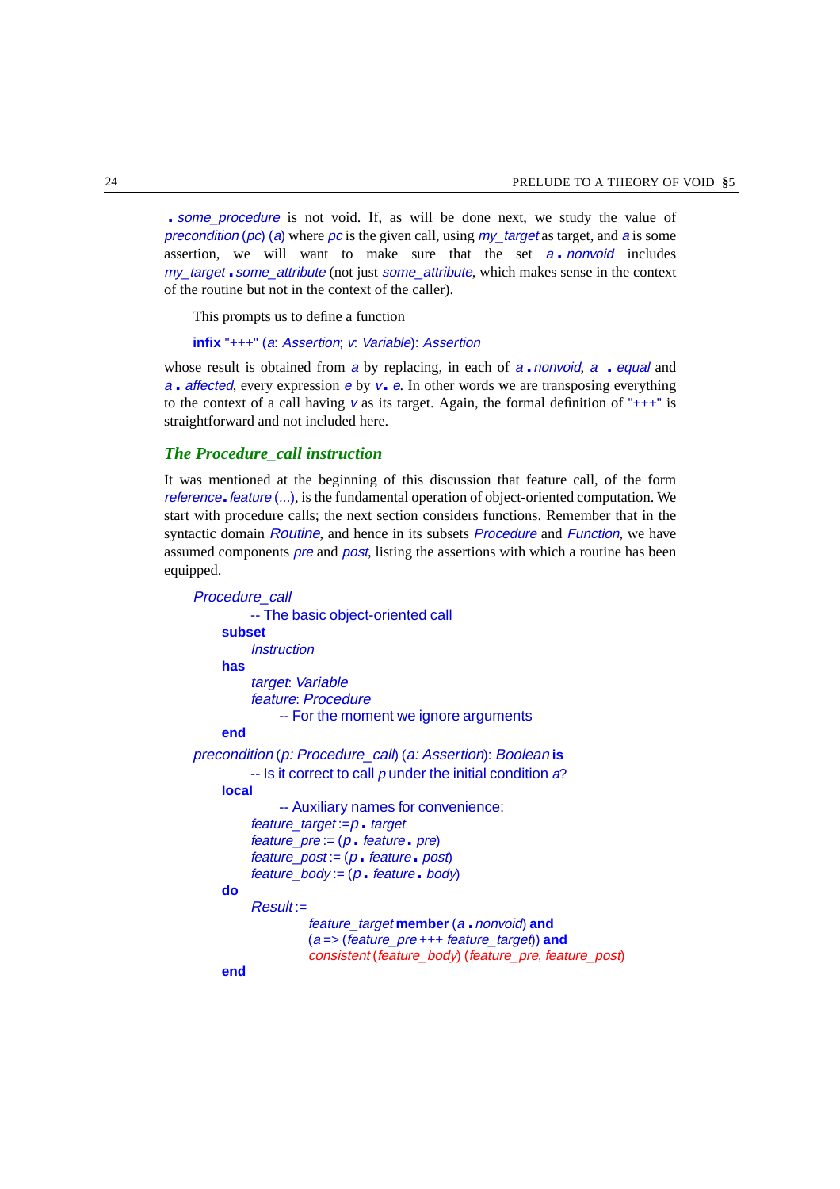*. some_procedure* is not void. If, as will be done next, we study the value of *precondition* (*pc*) (*a*) where *pc* is the given call, using *my_target* as target, and *a* is some assertion, we will want to make sure that the set *a . nonvoid* includes *my_target . some_attribute* (not just *some_attribute*, which makes sense in the context of the routine but not in the context of the caller).

This prompts us to define a function

```
infix "+++" (a: Assertion; v: Variable): Assertion
```

whose result is obtained from *a* by replacing, in each of *a . nonvoid*, *a . equal* and *a . affected*, every expression *e* by *v . e*. In other words we are transposing everything to the context of a call having *v* as its target. Again, the formal definition of "+++" is straightforward and not included here.

### *The Procedure_call instruction*

It was mentioned at the beginning of this discussion that feature call, of the form *reference . feature* (...), is the fundamental operation of object-oriented computation. We start with procedure calls; the next section considers functions. Remember that in the syntactic domain *Routine*, and hence in its subsets *Procedure* and *Function*, we have assumed components *pre* and *post*, listing the assertions with which a routine has been equipped.

```
Procedure_call
        -- The basic object-oriented call
    subset
        Instruction
    has
        target: Variable
        feature: Procedure
            -- For the moment we ignore arguments
    end

precondition (p: Procedure_call) (a: Assertion): Boolean is
        -- Is it correct to call p under the initial condition a?
    local
            -- Auxiliary names for convenience:
        feature_target := p . target
        feature_pre := (p . feature . pre)
        feature_post := (p . feature . post)
        feature_body := (p . feature . body)
    do
        Result :=
                feature_target member (a . nonvoid) and
                (a => (feature_pre +++ feature_target)) and
                consistent (feature_body) (feature_pre, feature_post)
    end
```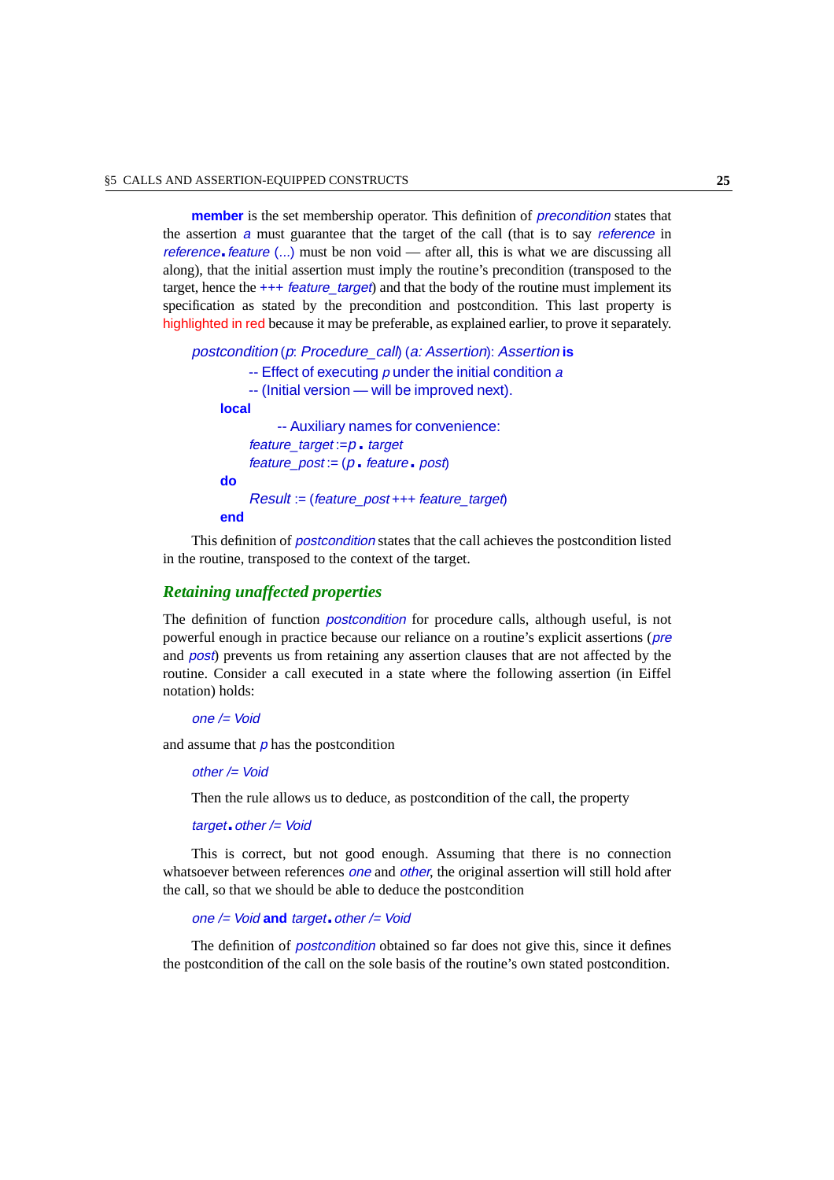**member** is the set membership operator. This definition of *precondition* states that the assertion *a* must guarantee that the target of the call (that is to say *reference* in *reference*.*feature* (...) must be non void — after all, this is what we are discussing all along), that the initial assertion must imply the routine's precondition (transposed to the target, hence the +++ *feature_target*) and that the body of the routine must implement its specification as stated by the precondition and postcondition. This last property is highlighted in red because it may be preferable, as explained earlier, to prove it separately.

```
postcondition (p: Procedure_call) (a: Assertion): Assertion is
        -- Effect of executing p under the initial condition a
        -- (Initial version — will be improved next).
    local
            -- Auxiliary names for convenience:
        feature_target := p.target
        feature_post := (p.feature.post)
    do
        Result := (feature_post +++ feature_target)
    end
```

This definition of *postcondition* states that the call achieves the postcondition listed in the routine, transposed to the context of the target.

## *Retaining unaffected properties*

The definition of function *postcondition* for procedure calls, although useful, is not powerful enough in practice because our reliance on a routine's explicit assertions (*pre* and *post*) prevents us from retaining any assertion clauses that are not affected by the routine. Consider a call executed in a state where the following assertion (in Eiffel notation) holds:

```
one /= Void
```

and assume that *p* has the postcondition

```
other /= Void
```

Then the rule allows us to deduce, as postcondition of the call, the property

```
target.other /= Void
```

This is correct, but not good enough. Assuming that there is no connection whatsoever between references *one* and *other*, the original assertion will still hold after the call, so that we should be able to deduce the postcondition

```
one /= Void and target.other /= Void
```

The definition of *postcondition* obtained so far does not give this, since it defines the postcondition of the call on the sole basis of the routine's own stated postcondition.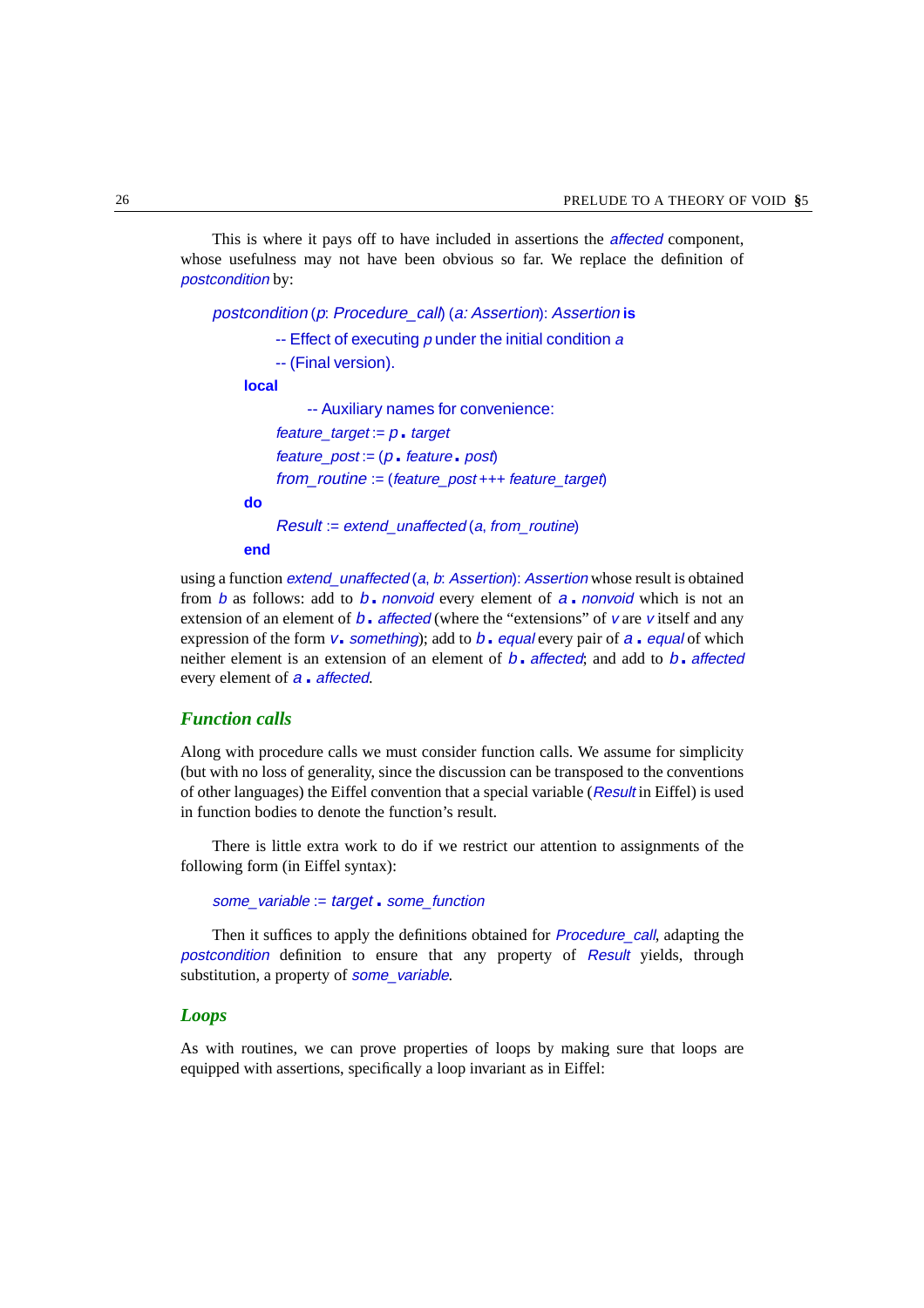This is where it pays off to have included in assertions the *affected* component, whose usefulness may not have been obvious so far. We replace the definition of *postcondition* by:

```
postcondition (p: Procedure_call) (a: Assertion): Assertion is
        -- Effect of executing p under the initial condition a
        -- (Final version).
    local
            -- Auxiliary names for convenience:
        feature_target := p . target
        feature_post := (p . feature . post)
        from_routine := (feature_post +++ feature_target)
    do
        Result := extend_unaffected (a, from_routine)
    end
```

using a function *extend_unaffected* (*a*, *b*: *Assertion*): *Assertion* whose result is obtained from *b* as follows: add to *b* . *nonvoid* every element of *a* . *nonvoid* which is not an extension of an element of *b* . *affected* (where the "extensions" of *v* are *v* itself and any expression of the form *v* . *something*); add to *b* . *equal* every pair of *a* . *equal* of which neither element is an extension of an element of *b* . *affected*; and add to *b* . *affected* every element of *a* . *affected*.

### Function calls

Along with procedure calls we must consider function calls. We assume for simplicity (but with no loss of generality, since the discussion can be transposed to the conventions of other languages) the Eiffel convention that a special variable (*Result* in Eiffel) is used in function bodies to denote the function's result.

There is little extra work to do if we restrict our attention to assignments of the following form (in Eiffel syntax):

```
some_variable := target . some_function
```

Then it suffices to apply the definitions obtained for *Procedure_call*, adapting the *postcondition* definition to ensure that any property of *Result* yields, through substitution, a property of *some_variable*.

### Loops

As with routines, we can prove properties of loops by making sure that loops are equipped with assertions, specifically a loop invariant as in Eiffel: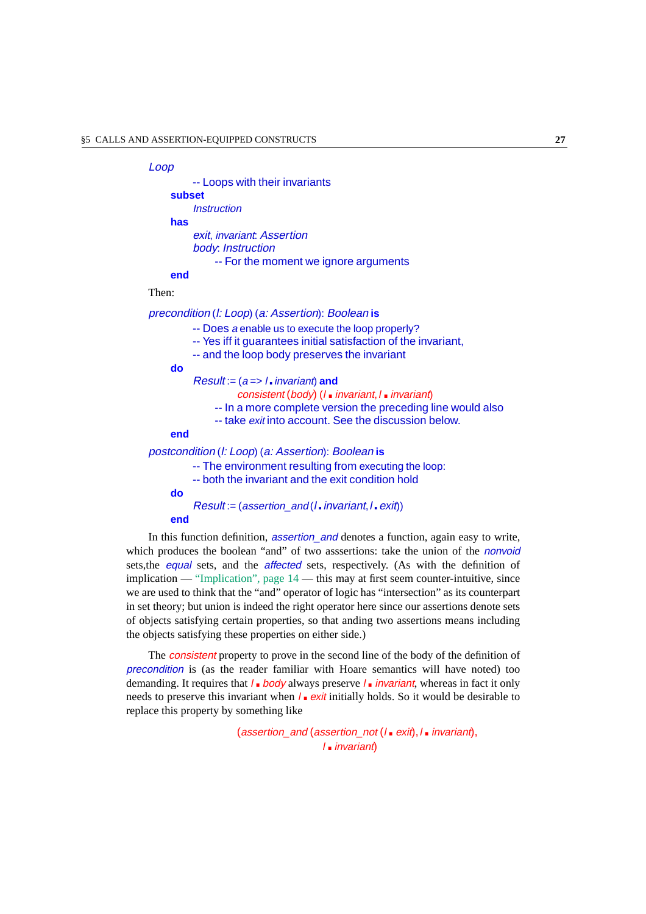```
Loop
        -- Loops with their invariants
    subset
        Instruction
    has
        exit, invariant: Assertion
        body: Instruction
            -- For the moment we ignore arguments
    end
```

Then:

```
precondition (l: Loop) (a: Assertion): Boolean is
        -- Does a enable us to execute the loop properly?
        -- Yes iff it guarantees initial satisfaction of the invariant,
        -- and the loop body preserves the invariant
    do
        Result := (a => l.invariant) and
                consistent (body) (l.invariant, l.invariant)
            -- In a more complete version the preceding line would also
            -- take exit into account. See the discussion below.
    end
postcondition (l: Loop) (a: Assertion): Boolean is
        -- The environment resulting from executing the loop:
        -- both the invariant and the exit condition hold
    do
        Result := (assertion_and (l.invariant, l.exit))
    end
```

In this function definition, *assertion_and* denotes a function, again easy to write, which produces the boolean "and" of two asssertions: take the union of the *nonvoid* sets,the *equal* sets, and the *affected* sets, respectively. (As with the definition of implication — "Implication", page 14 — this may at first seem counter-intuitive, since we are used to think that the "and" operator of logic has "intersection" as its counterpart in set theory; but union is indeed the right operator here since our assertions denote sets of objects satisfying certain properties, so that anding two assertions means including the objects satisfying these properties on either side.)

The *consistent* property to prove in the second line of the body of the definition of *precondition* is (as the reader familiar with Hoare semantics will have noted) too demanding. It requires that *l.body* always preserve *l.invariant*, whereas in fact it only needs to preserve this invariant when *l.exit* initially holds. So it would be desirable to replace this property by something like

```
(assertion_and (assertion_not (l.exit), l.invariant),
                l.invariant)
```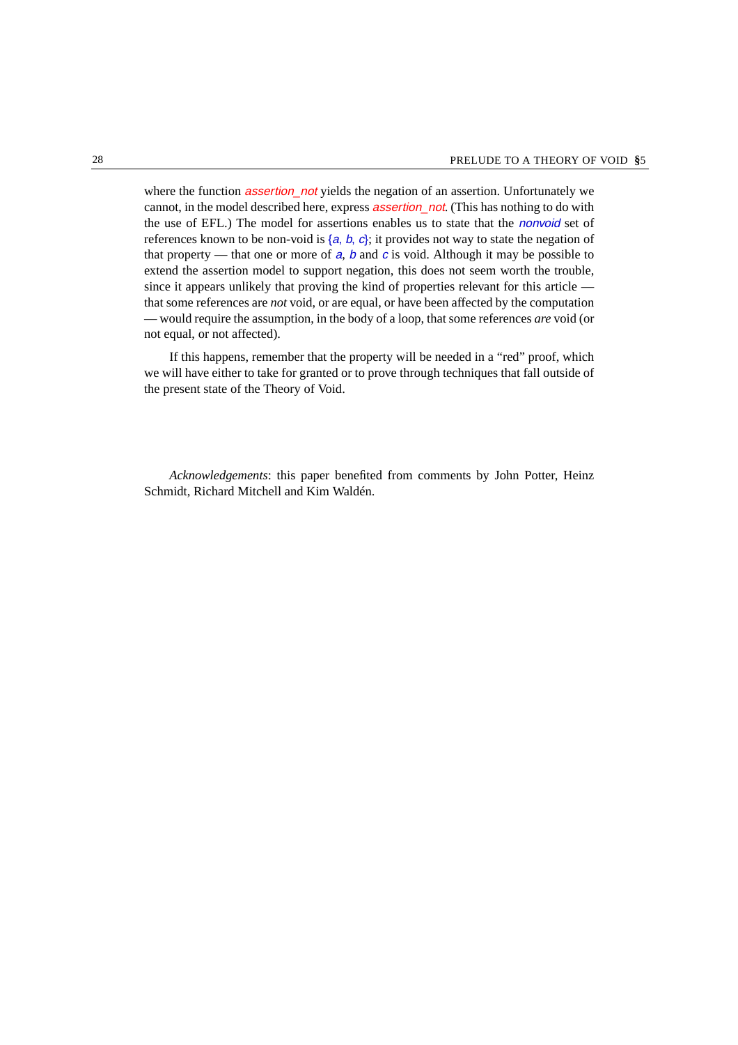where the function *assertion_not* yields the negation of an assertion. Unfortunately we cannot, in the model described here, express *assertion_not*. (This has nothing to do with the use of EFL.) The model for assertions enables us to state that the *nonvoid* set of references known to be non-void is {*a*, *b*, *c*}; it provides not way to state the negation of that property — that one or more of *a*, *b* and *c* is void. Although it may be possible to extend the assertion model to support negation, this does not seem worth the trouble, since it appears unlikely that proving the kind of properties relevant for this article — that some references are *not* void, or are equal, or have been affected by the computation — would require the assumption, in the body of a loop, that some references *are* void (or not equal, or not affected).

If this happens, remember that the property will be needed in a "red" proof, which we will have either to take for granted or to prove through techniques that fall outside of the present state of the Theory of Void.

*Acknowledgements*: this paper benefited from comments by John Potter, Heinz Schmidt, Richard Mitchell and Kim Waldén.